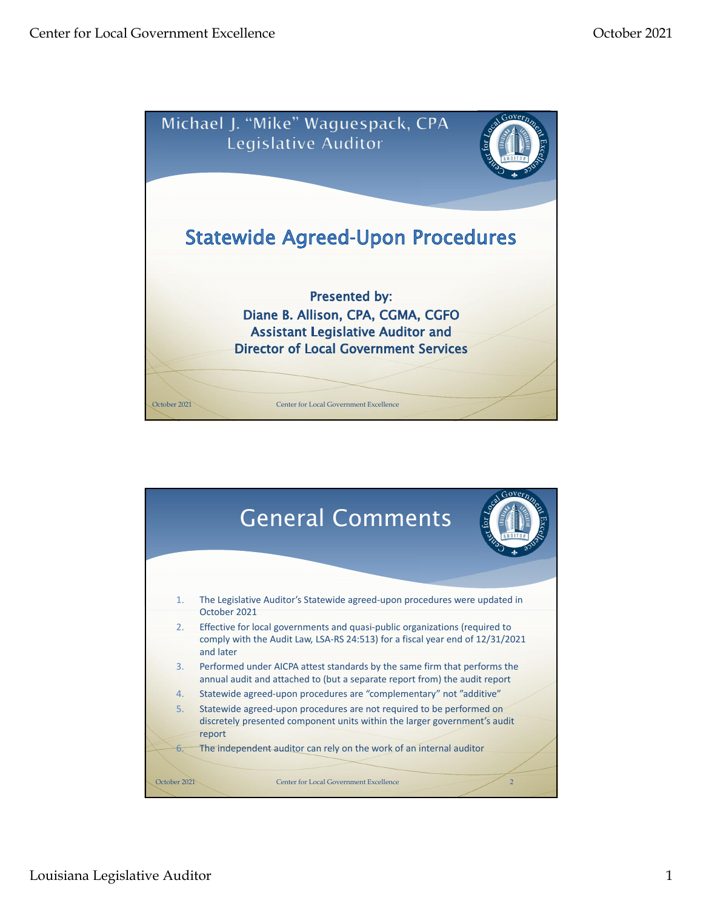Michael J. "Mike" Waguespack, CPA
Legislative Auditor

# Statewide Agreed-Upon Procedures

**Presented by:**
**Diane B. Allison, CPA, CGMA, CGFO**
**Assistant Legislative Auditor and**
**Director of Local Government Services**

## General Comments

1. The Legislative Auditor's Statewide agreed-upon procedures were updated in October 2021
2. Effective for local governments and quasi-public organizations (required to comply with the Audit Law, LSA-RS 24:513) for a fiscal year end of 12/31/2021 and later
3. Performed under AICPA attest standards by the same firm that performs the annual audit and attached to (but a separate report from) the audit report
4. Statewide agreed-upon procedures are "complementary" not "additive"
5. Statewide agreed-upon procedures are not required to be performed on discretely presented component units within the larger government's audit report
6. The independent auditor can rely on the work of an internal auditor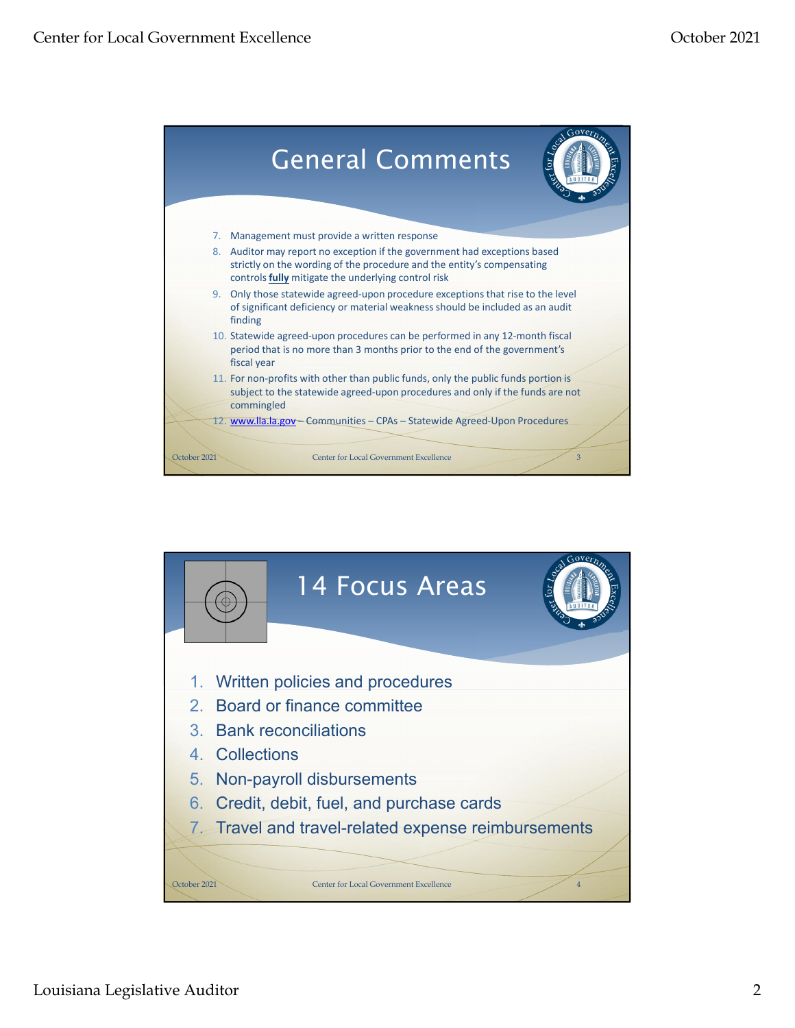## General Comments

7. Management must provide a written response
8. Auditor may report no exception if the government had exceptions based strictly on the wording of the procedure and the entity's compensating controls **fully** mitigate the underlying control risk
9. Only those statewide agreed-upon procedure exceptions that rise to the level of significant deficiency or material weakness should be included as an audit finding
10. Statewide agreed-upon procedures can be performed in any 12-month fiscal period that is no more than 3 months prior to the end of the government's fiscal year
11. For non-profits with other than public funds, only the public funds portion is subject to the statewide agreed-upon procedures and only if the funds are not commingled
12. www.lla.la.gov – Communities – CPAs – Statewide Agreed-Upon Procedures

## 14 Focus Areas

1. Written policies and procedures
2. Board or finance committee
3. Bank reconciliations
4. Collections
5. Non-payroll disbursements
6. Credit, debit, fuel, and purchase cards
7. Travel and travel-related expense reimbursements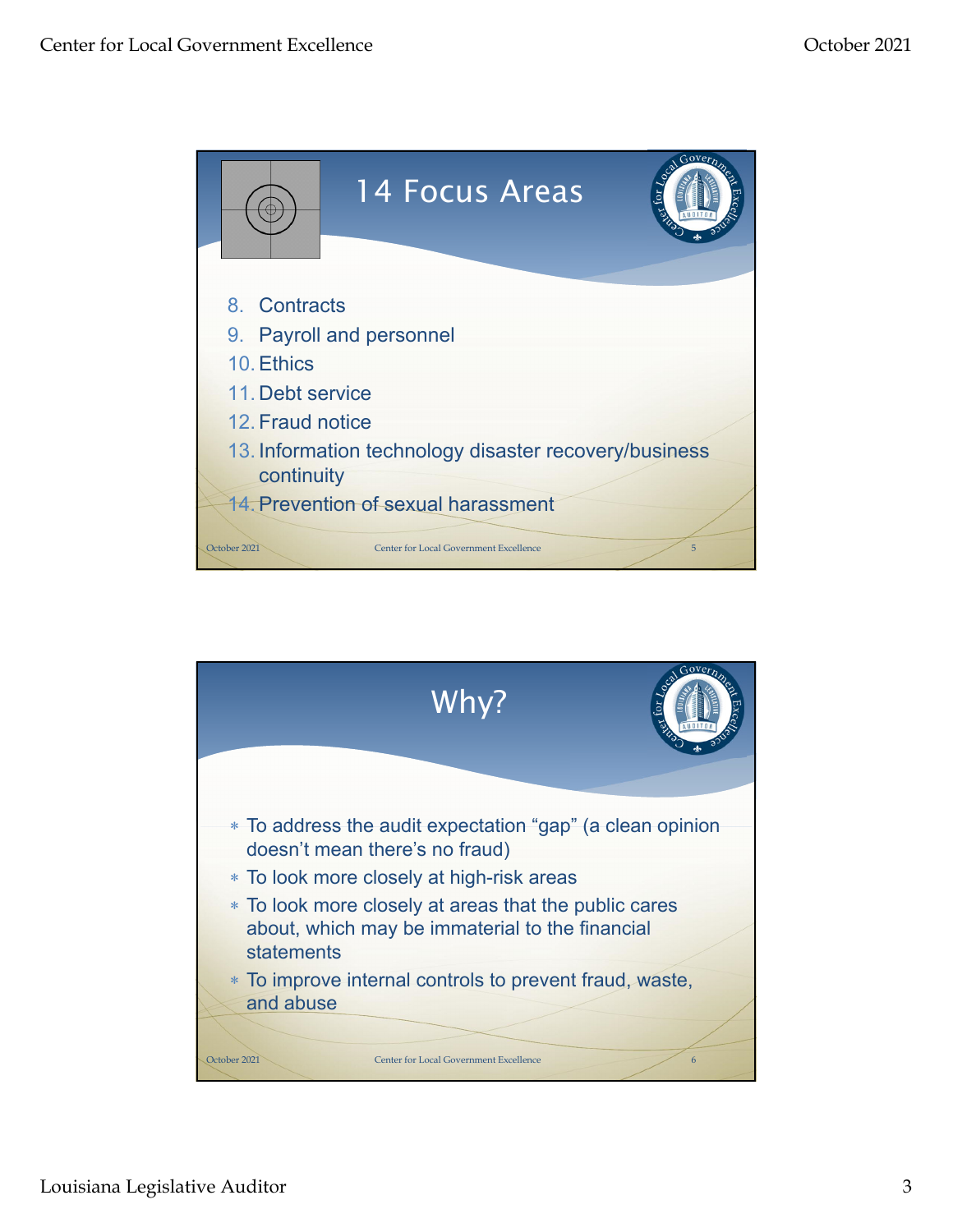## 14 Focus Areas

8. Contracts
9. Payroll and personnel
10. Ethics
11. Debt service
12. Fraud notice
13. Information technology disaster recovery/business continuity
14. Prevention of sexual harassment

## Why?

- To address the audit expectation "gap" (a clean opinion doesn't mean there's no fraud)
- To look more closely at high-risk areas
- To look more closely at areas that the public cares about, which may be immaterial to the financial statements
- To improve internal controls to prevent fraud, waste, and abuse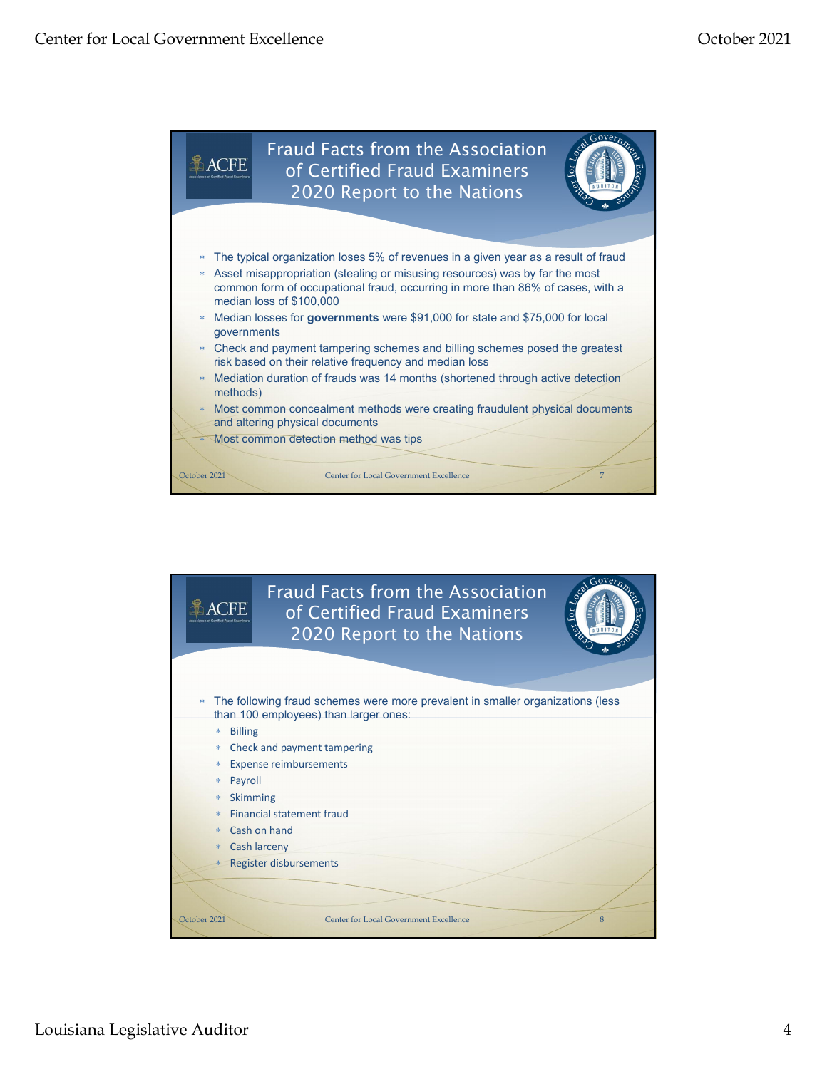## Fraud Facts from the Association of Certified Fraud Examiners 2020 Report to the Nations

- The typical organization loses 5% of revenues in a given year as a result of fraud
- Asset misappropriation (stealing or misusing resources) was by far the most common form of occupational fraud, occurring in more than 86% of cases, with a median loss of $100,000
- Median losses for **governments** were $91,000 for state and $75,000 for local governments
- Check and payment tampering schemes and billing schemes posed the greatest risk based on their relative frequency and median loss
- Mediation duration of frauds was 14 months (shortened through active detection methods)
- Most common concealment methods were creating fraudulent physical documents and altering physical documents
- Most common detection method was tips

## Fraud Facts from the Association of Certified Fraud Examiners 2020 Report to the Nations

- The following fraud schemes were more prevalent in smaller organizations (less than 100 employees) than larger ones:
  - Billing
  - Check and payment tampering
  - Expense reimbursements
  - Payroll
  - Skimming
  - Financial statement fraud
  - Cash on hand
  - Cash larceny
  - Register disbursements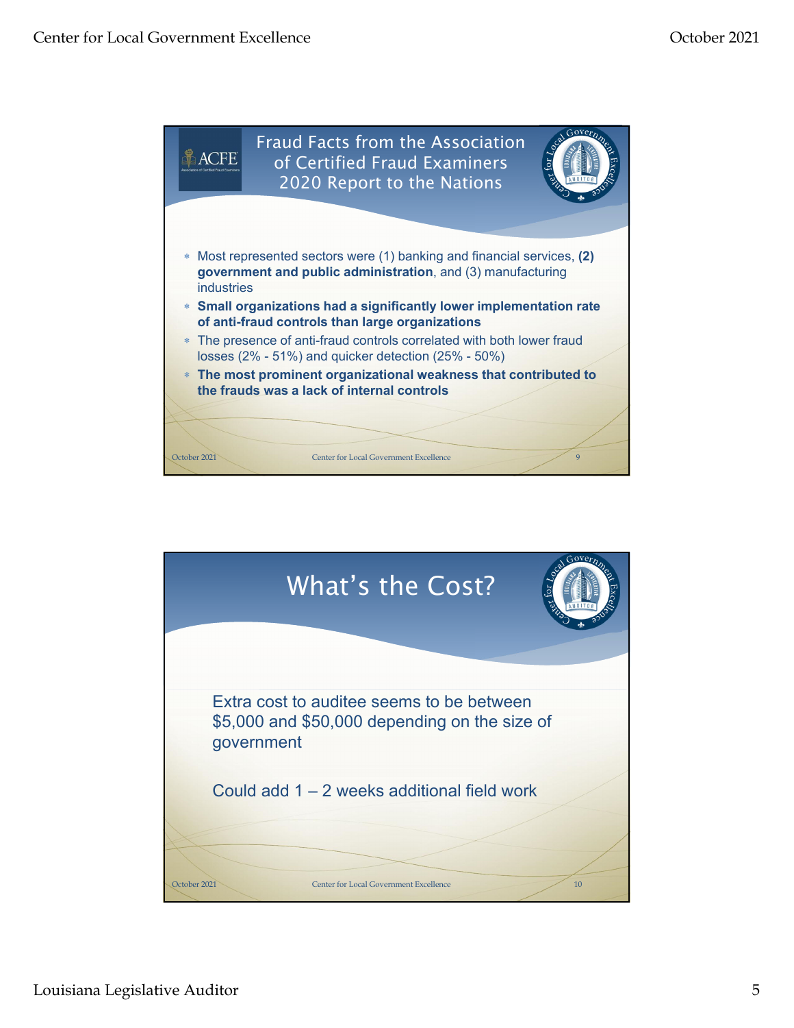## Fraud Facts from the Association of Certified Fraud Examiners 2020 Report to the Nations

- Most represented sectors were (1) banking and financial services, **(2) government and public administration**, and (3) manufacturing industries
- **Small organizations had a significantly lower implementation rate of anti-fraud controls than large organizations**
- The presence of anti-fraud controls correlated with both lower fraud losses (2% - 51%) and quicker detection (25% - 50%)
- **The most prominent organizational weakness that contributed to the frauds was a lack of internal controls**

## What's the Cost?

Extra cost to auditee seems to be between $5,000 and $50,000 depending on the size of government

Could add 1 – 2 weeks additional field work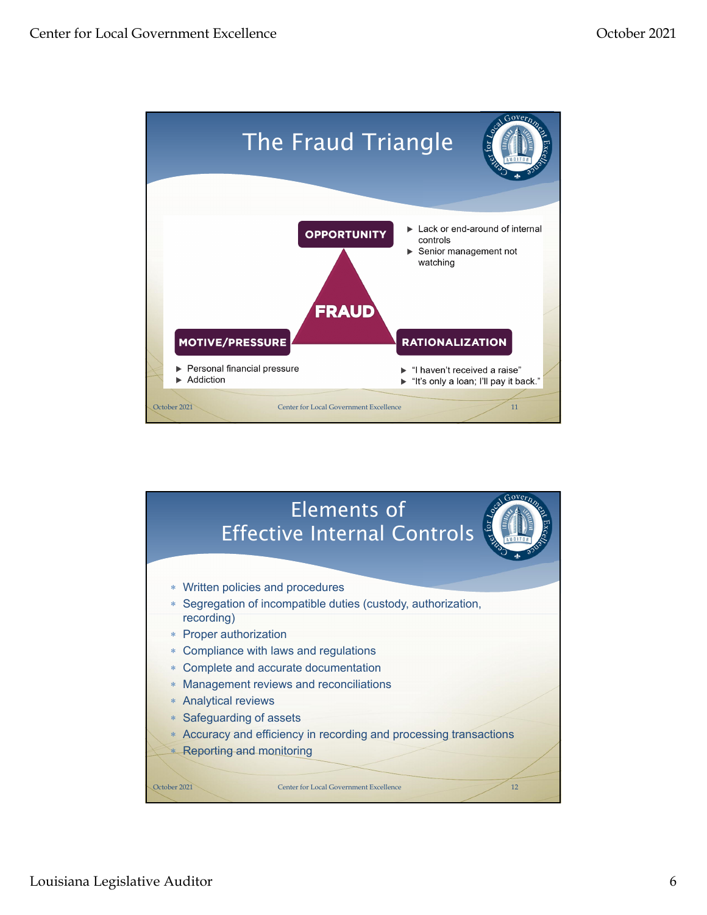## The Fraud Triangle

**OPPORTUNITY**
- Lack or end-around of internal controls
- Senior management not watching

**FRAUD**

**MOTIVE/PRESSURE**
- Personal financial pressure
- Addiction

**RATIONALIZATION**
- "I haven't received a raise"
- "It's only a loan; I'll pay it back."

## Elements of Effective Internal Controls

- Written policies and procedures
- Segregation of incompatible duties (custody, authorization, recording)
- Proper authorization
- Compliance with laws and regulations
- Complete and accurate documentation
- Management reviews and reconciliations
- Analytical reviews
- Safeguarding of assets
- Accuracy and efficiency in recording and processing transactions
- Reporting and monitoring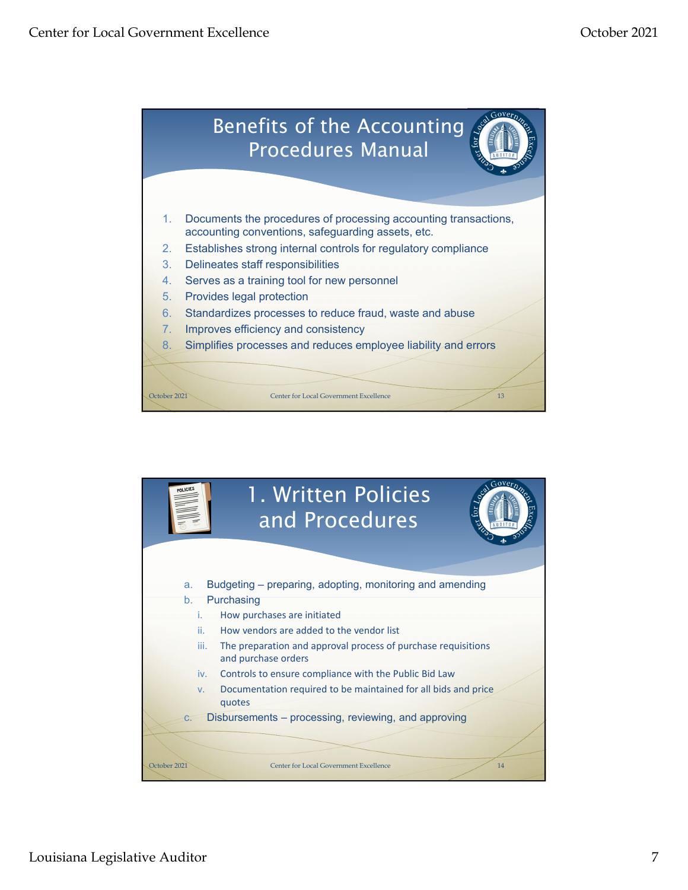## Benefits of the Accounting Procedures Manual

1. Documents the procedures of processing accounting transactions, accounting conventions, safeguarding assets, etc.
2. Establishes strong internal controls for regulatory compliance
3. Delineates staff responsibilities
4. Serves as a training tool for new personnel
5. Provides legal protection
6. Standardizes processes to reduce fraud, waste and abuse
7. Improves efficiency and consistency
8. Simplifies processes and reduces employee liability and errors

## 1. Written Policies and Procedures

a. Budgeting – preparing, adopting, monitoring and amending
b. Purchasing
   i. How purchases are initiated
   ii. How vendors are added to the vendor list
   iii. The preparation and approval process of purchase requisitions and purchase orders
   iv. Controls to ensure compliance with the Public Bid Law
   v. Documentation required to be maintained for all bids and price quotes
c. Disbursements – processing, reviewing, and approving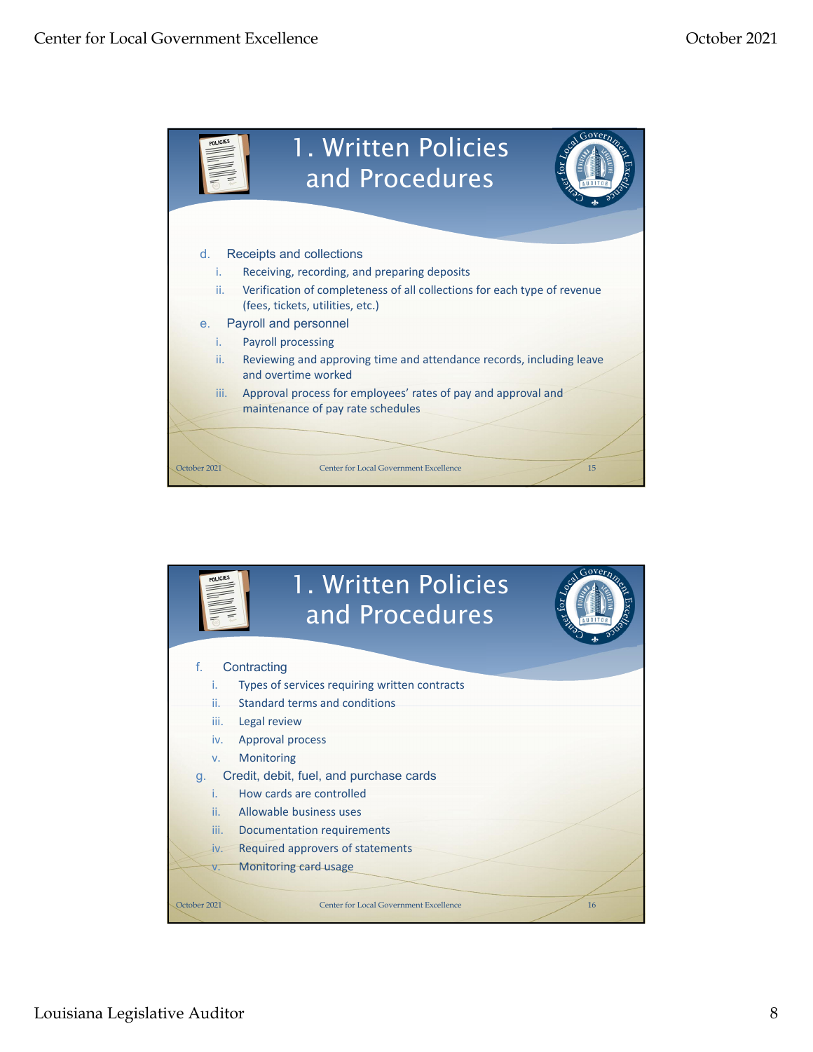## 1. Written Policies and Procedures

d. Receipts and collections
   i. Receiving, recording, and preparing deposits
   ii. Verification of completeness of all collections for each type of revenue (fees, tickets, utilities, etc.)

e. Payroll and personnel
   i. Payroll processing
   ii. Reviewing and approving time and attendance records, including leave and overtime worked
   iii. Approval process for employees' rates of pay and approval and maintenance of pay rate schedules

## 1. Written Policies and Procedures

f. Contracting
   i. Types of services requiring written contracts
   ii. Standard terms and conditions
   iii. Legal review
   iv. Approval process
   v. Monitoring

g. Credit, debit, fuel, and purchase cards
   i. How cards are controlled
   ii. Allowable business uses
   iii. Documentation requirements
   iv. Required approvers of statements
   v. Monitoring card usage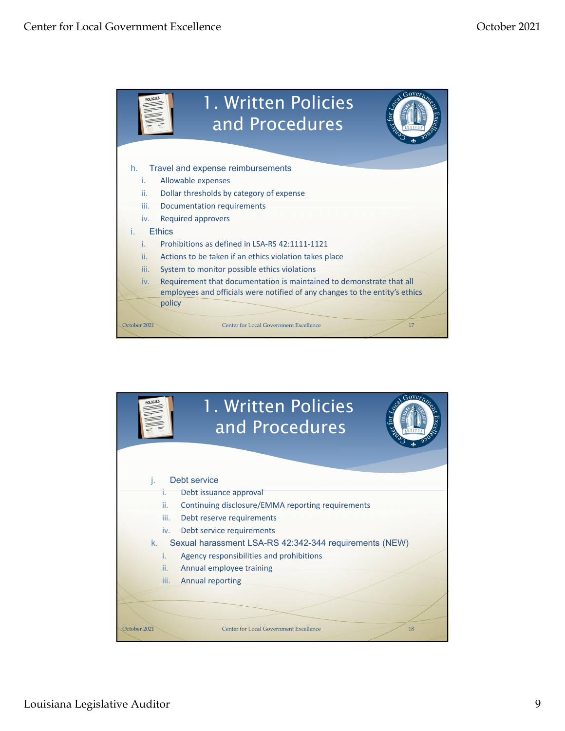## 1. Written Policies and Procedures

h. Travel and expense reimbursements
   i. Allowable expenses
   ii. Dollar thresholds by category of expense
   iii. Documentation requirements
   iv. Required approvers

i. Ethics
   i. Prohibitions as defined in LSA-RS 42:1111-1121
   ii. Actions to be taken if an ethics violation takes place
   iii. System to monitor possible ethics violations
   iv. Requirement that documentation is maintained to demonstrate that all employees and officials were notified of any changes to the entity's ethics policy

## 1. Written Policies and Procedures

j. Debt service
   i. Debt issuance approval
   ii. Continuing disclosure/EMMA reporting requirements
   iii. Debt reserve requirements
   iv. Debt service requirements

k. Sexual harassment LSA-RS 42:342-344 requirements (NEW)
   i. Agency responsibilities and prohibitions
   ii. Annual employee training
   iii. Annual reporting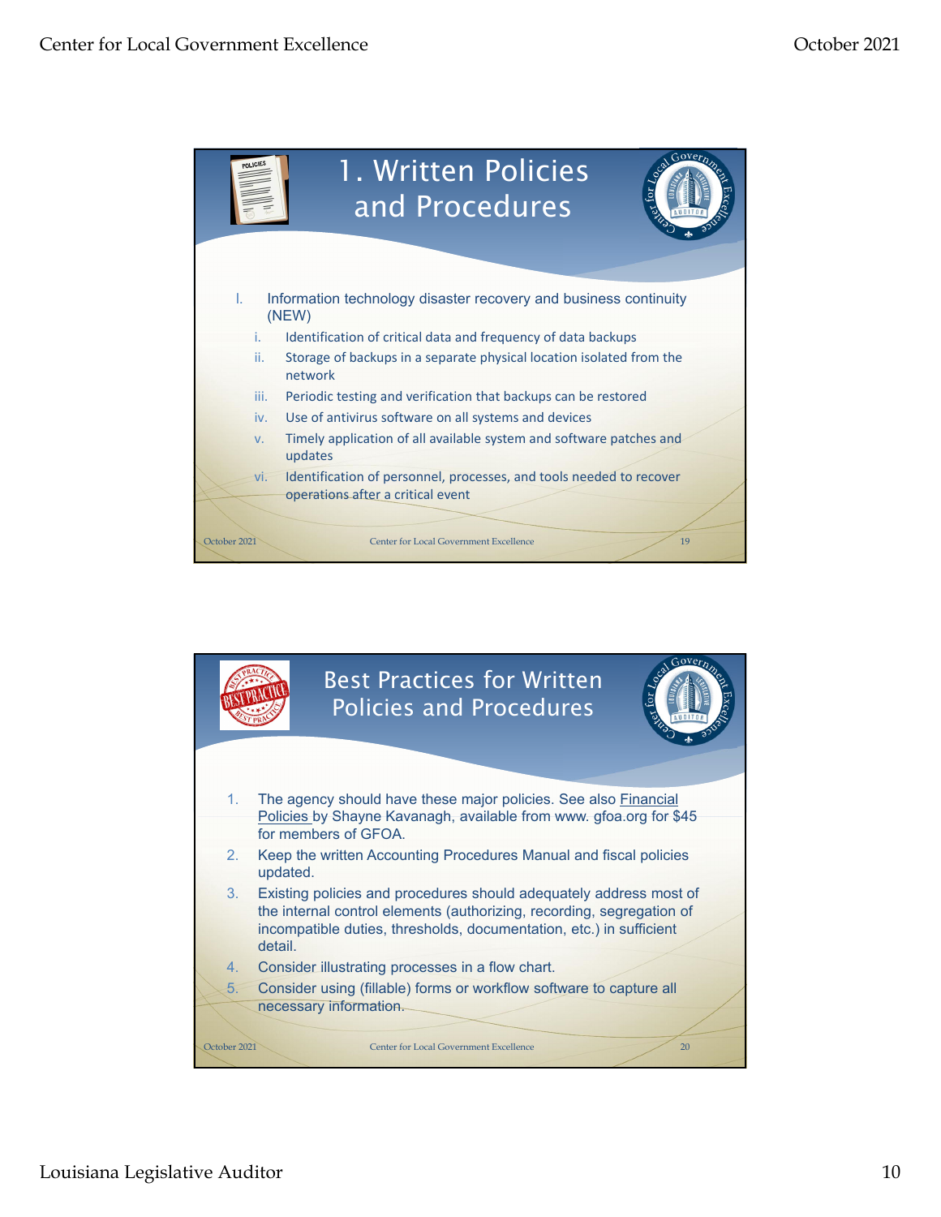## 1. Written Policies and Procedures

l. Information technology disaster recovery and business continuity (NEW)
   i. Identification of critical data and frequency of data backups
   ii. Storage of backups in a separate physical location isolated from the network
   iii. Periodic testing and verification that backups can be restored
   iv. Use of antivirus software on all systems and devices
   v. Timely application of all available system and software patches and updates
   vi. Identification of personnel, processes, and tools needed to recover operations after a critical event

## Best Practices for Written Policies and Procedures

1. The agency should have these major policies. See also Financial Policies by Shayne Kavanagh, available from www. gfoa.org for $45 for members of GFOA.
2. Keep the written Accounting Procedures Manual and fiscal policies updated.
3. Existing policies and procedures should adequately address most of the internal control elements (authorizing, recording, segregation of incompatible duties, thresholds, documentation, etc.) in sufficient detail.
4. Consider illustrating processes in a flow chart.
5. Consider using (fillable) forms or workflow software to capture all necessary information.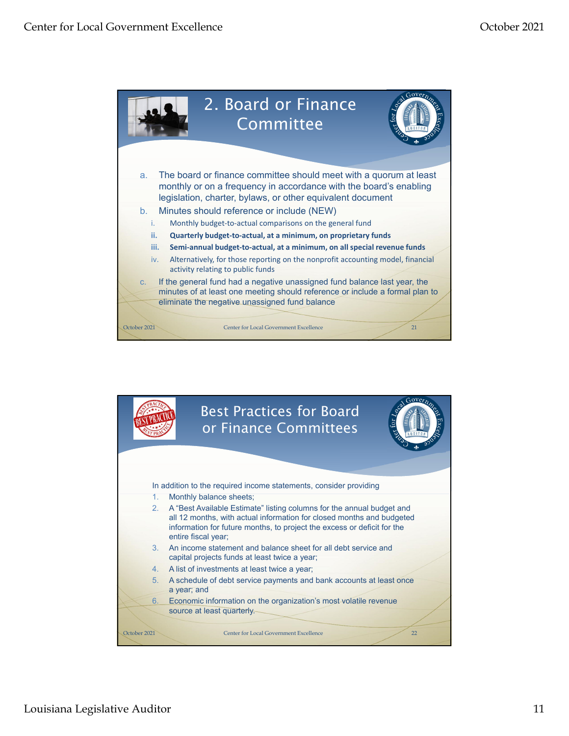## 2. Board or Finance Committee

a. The board or finance committee should meet with a quorum at least monthly or on a frequency in accordance with the board's enabling legislation, charter, bylaws, or other equivalent document

b. Minutes should reference or include (NEW)

   i. Monthly budget-to-actual comparisons on the general fund

   **ii. Quarterly budget-to-actual, at a minimum, on proprietary funds**

   **iii. Semi-annual budget-to-actual, at a minimum, on all special revenue funds**

   iv. Alternatively, for those reporting on the nonprofit accounting model, financial activity relating to public funds

c. If the general fund had a negative unassigned fund balance last year, the minutes of at least one meeting should reference or include a formal plan to eliminate the negative unassigned fund balance

## Best Practices for Board or Finance Committees

In addition to the required income statements, consider providing

1. Monthly balance sheets;
2. A "Best Available Estimate" listing columns for the annual budget and all 12 months, with actual information for closed months and budgeted information for future months, to project the excess or deficit for the entire fiscal year;
3. An income statement and balance sheet for all debt service and capital projects funds at least twice a year;
4. A list of investments at least twice a year;
5. A schedule of debt service payments and bank accounts at least once a year; and
6. Economic information on the organization's most volatile revenue source at least quarterly.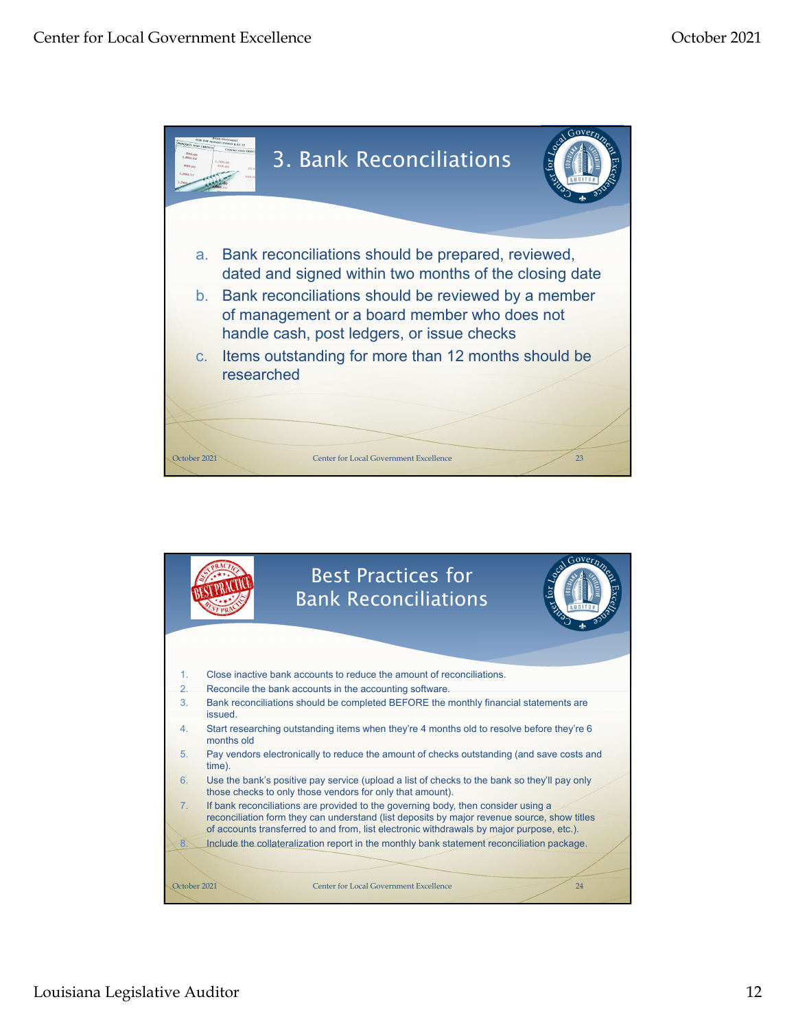## 3. Bank Reconciliations

a. Bank reconciliations should be prepared, reviewed, dated and signed within two months of the closing date
b. Bank reconciliations should be reviewed by a member of management or a board member who does not handle cash, post ledgers, or issue checks
c. Items outstanding for more than 12 months should be researched

## Best Practices for Bank Reconciliations

1. Close inactive bank accounts to reduce the amount of reconciliations.
2. Reconcile the bank accounts in the accounting software.
3. Bank reconciliations should be completed BEFORE the monthly financial statements are issued.
4. Start researching outstanding items when they're 4 months old to resolve before they're 6 months old
5. Pay vendors electronically to reduce the amount of checks outstanding (and save costs and time).
6. Use the bank's positive pay service (upload a list of checks to the bank so they'll pay only those checks to only those vendors for only that amount).
7. If bank reconciliations are provided to the governing body, then consider using a reconciliation form they can understand (list deposits by major revenue source, show titles of accounts transferred to and from, list electronic withdrawals by major purpose, etc.).
8. Include the collateralization report in the monthly bank statement reconciliation package.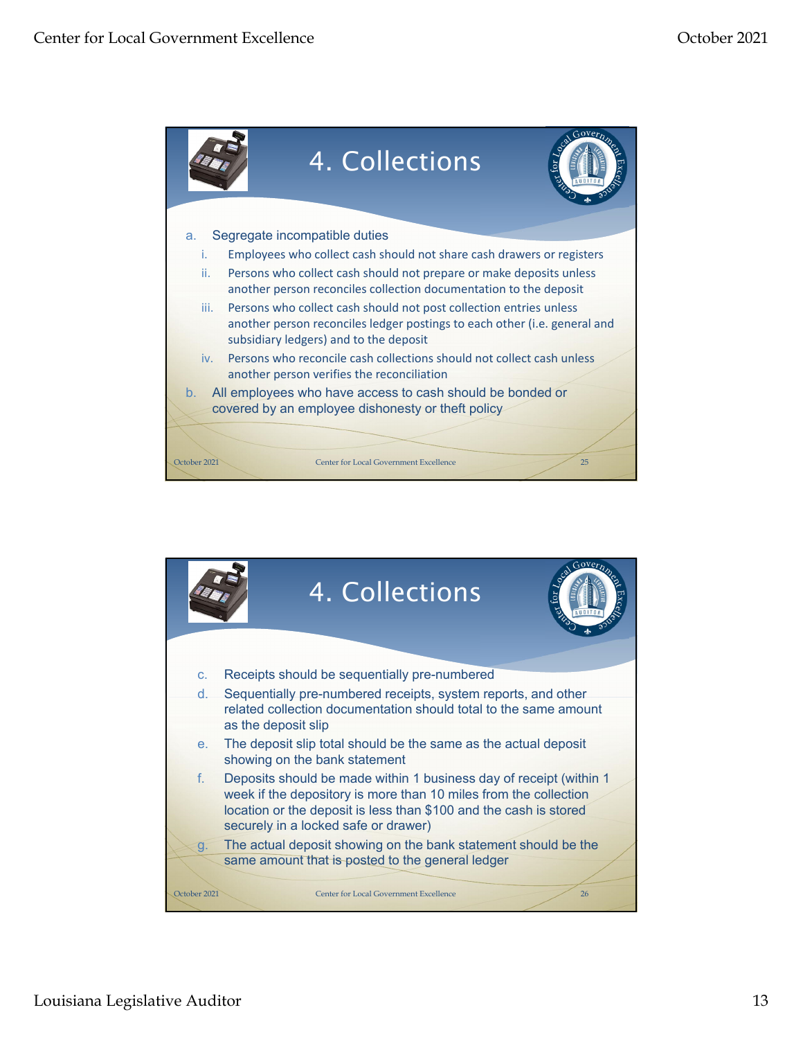## 4. Collections

a. Segregate incompatible duties
   i. Employees who collect cash should not share cash drawers or registers
   ii. Persons who collect cash should not prepare or make deposits unless another person reconciles collection documentation to the deposit
   iii. Persons who collect cash should not post collection entries unless another person reconciles ledger postings to each other (i.e. general and subsidiary ledgers) and to the deposit
   iv. Persons who reconcile cash collections should not collect cash unless another person verifies the reconciliation

b. All employees who have access to cash should be bonded or covered by an employee dishonesty or theft policy

## 4. Collections

c. Receipts should be sequentially pre-numbered

d. Sequentially pre-numbered receipts, system reports, and other related collection documentation should total to the same amount as the deposit slip

e. The deposit slip total should be the same as the actual deposit showing on the bank statement

f. Deposits should be made within 1 business day of receipt (within 1 week if the depository is more than 10 miles from the collection location or the deposit is less than $100 and the cash is stored securely in a locked safe or drawer)

g. The actual deposit showing on the bank statement should be the same amount that is posted to the general ledger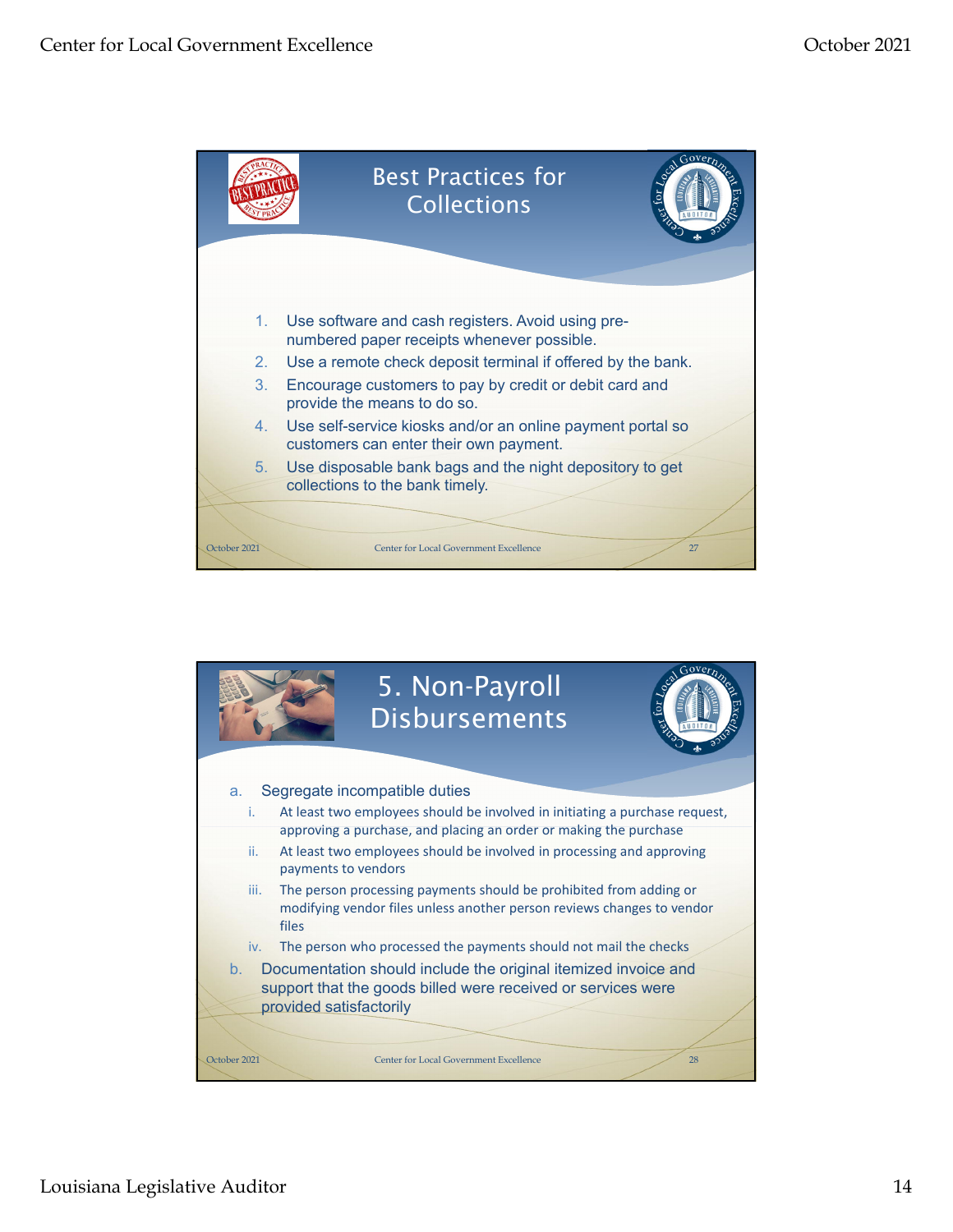## Best Practices for Collections

1. Use software and cash registers. Avoid using pre-numbered paper receipts whenever possible.
2. Use a remote check deposit terminal if offered by the bank.
3. Encourage customers to pay by credit or debit card and provide the means to do so.
4. Use self-service kiosks and/or an online payment portal so customers can enter their own payment.
5. Use disposable bank bags and the night depository to get collections to the bank timely.

## 5. Non-Payroll Disbursements

a. Segregate incompatible duties
   - i. At least two employees should be involved in initiating a purchase request, approving a purchase, and placing an order or making the purchase
   - ii. At least two employees should be involved in processing and approving payments to vendors
   - iii. The person processing payments should be prohibited from adding or modifying vendor files unless another person reviews changes to vendor files
   - iv. The person who processed the payments should not mail the checks

b. Documentation should include the original itemized invoice and support that the goods billed were received or services were provided satisfactorily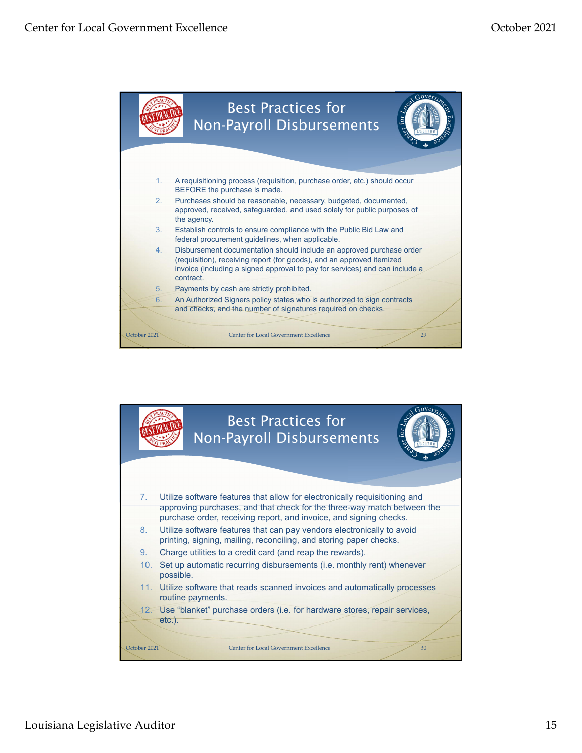## Best Practices for Non-Payroll Disbursements

1. A requisitioning process (requisition, purchase order, etc.) should occur BEFORE the purchase is made.
2. Purchases should be reasonable, necessary, budgeted, documented, approved, received, safeguarded, and used solely for public purposes of the agency.
3. Establish controls to ensure compliance with the Public Bid Law and federal procurement guidelines, when applicable.
4. Disbursement documentation should include an approved purchase order (requisition), receiving report (for goods), and an approved itemized invoice (including a signed approval to pay for services) and can include a contract.
5. Payments by cash are strictly prohibited.
6. An Authorized Signers policy states who is authorized to sign contracts and checks, and the number of signatures required on checks.

## Best Practices for Non-Payroll Disbursements

7. Utilize software features that allow for electronically requisitioning and approving purchases, and that check for the three-way match between the purchase order, receiving report, and invoice, and signing checks.
8. Utilize software features that can pay vendors electronically to avoid printing, signing, mailing, reconciling, and storing paper checks.
9. Charge utilities to a credit card (and reap the rewards).
10. Set up automatic recurring disbursements (i.e. monthly rent) whenever possible.
11. Utilize software that reads scanned invoices and automatically processes routine payments.
12. Use “blanket” purchase orders (i.e. for hardware stores, repair services, etc.).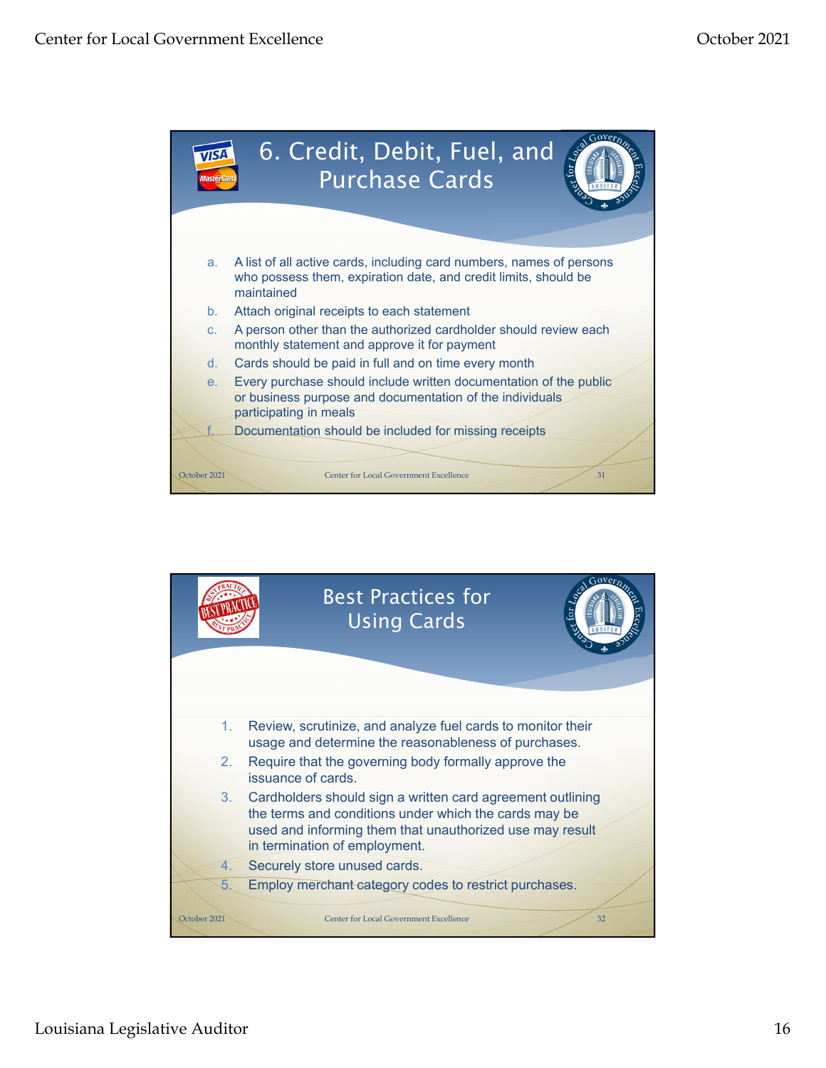## 6. Credit, Debit, Fuel, and Purchase Cards

a. A list of all active cards, including card numbers, names of persons who possess them, expiration date, and credit limits, should be maintained
b. Attach original receipts to each statement
c. A person other than the authorized cardholder should review each monthly statement and approve it for payment
d. Cards should be paid in full and on time every month
e. Every purchase should include written documentation of the public or business purpose and documentation of the individuals participating in meals
f. Documentation should be included for missing receipts

## Best Practices for Using Cards

1. Review, scrutinize, and analyze fuel cards to monitor their usage and determine the reasonableness of purchases.
2. Require that the governing body formally approve the issuance of cards.
3. Cardholders should sign a written card agreement outlining the terms and conditions under which the cards may be used and informing them that unauthorized use may result in termination of employment.
4. Securely store unused cards.
5. Employ merchant category codes to restrict purchases.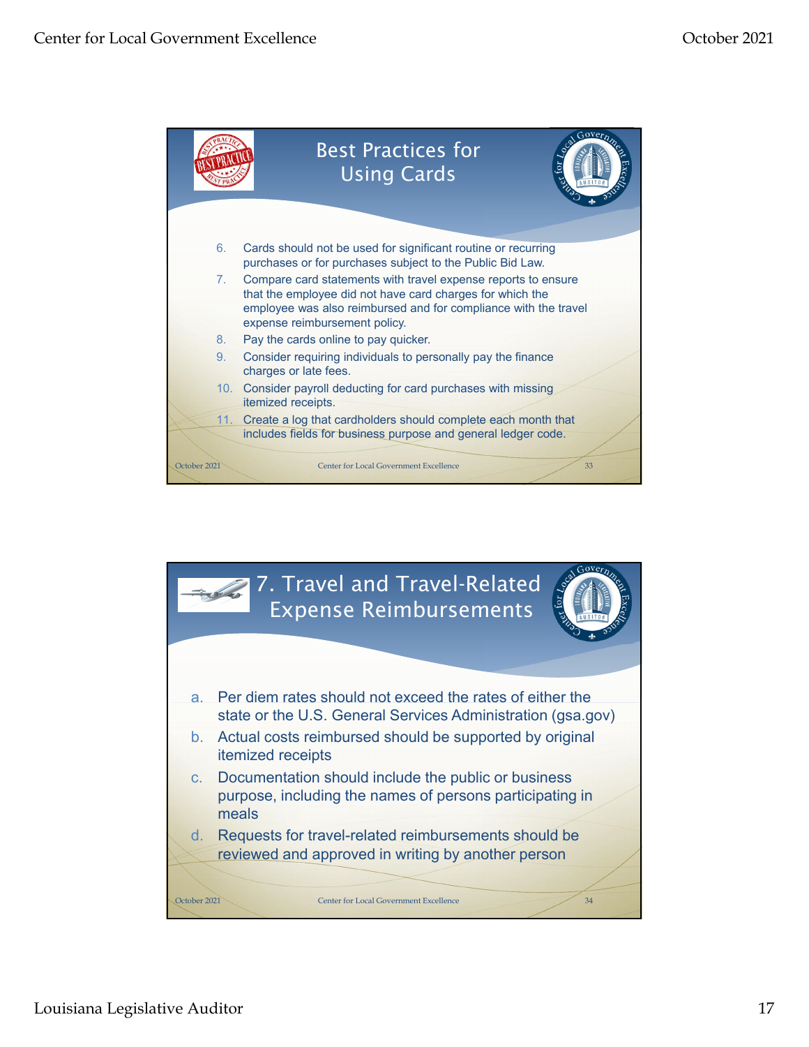## Best Practices for Using Cards

6. Cards should not be used for significant routine or recurring purchases or for purchases subject to the Public Bid Law.
7. Compare card statements with travel expense reports to ensure that the employee did not have card charges for which the employee was also reimbursed and for compliance with the travel expense reimbursement policy.
8. Pay the cards online to pay quicker.
9. Consider requiring individuals to personally pay the finance charges or late fees.
10. Consider payroll deducting for card purchases with missing itemized receipts.
11. Create a log that cardholders should complete each month that includes fields for business purpose and general ledger code.

## 7. Travel and Travel-Related Expense Reimbursements

a. Per diem rates should not exceed the rates of either the state or the U.S. General Services Administration (gsa.gov)
b. Actual costs reimbursed should be supported by original itemized receipts
c. Documentation should include the public or business purpose, including the names of persons participating in meals
d. Requests for travel-related reimbursements should be reviewed and approved in writing by another person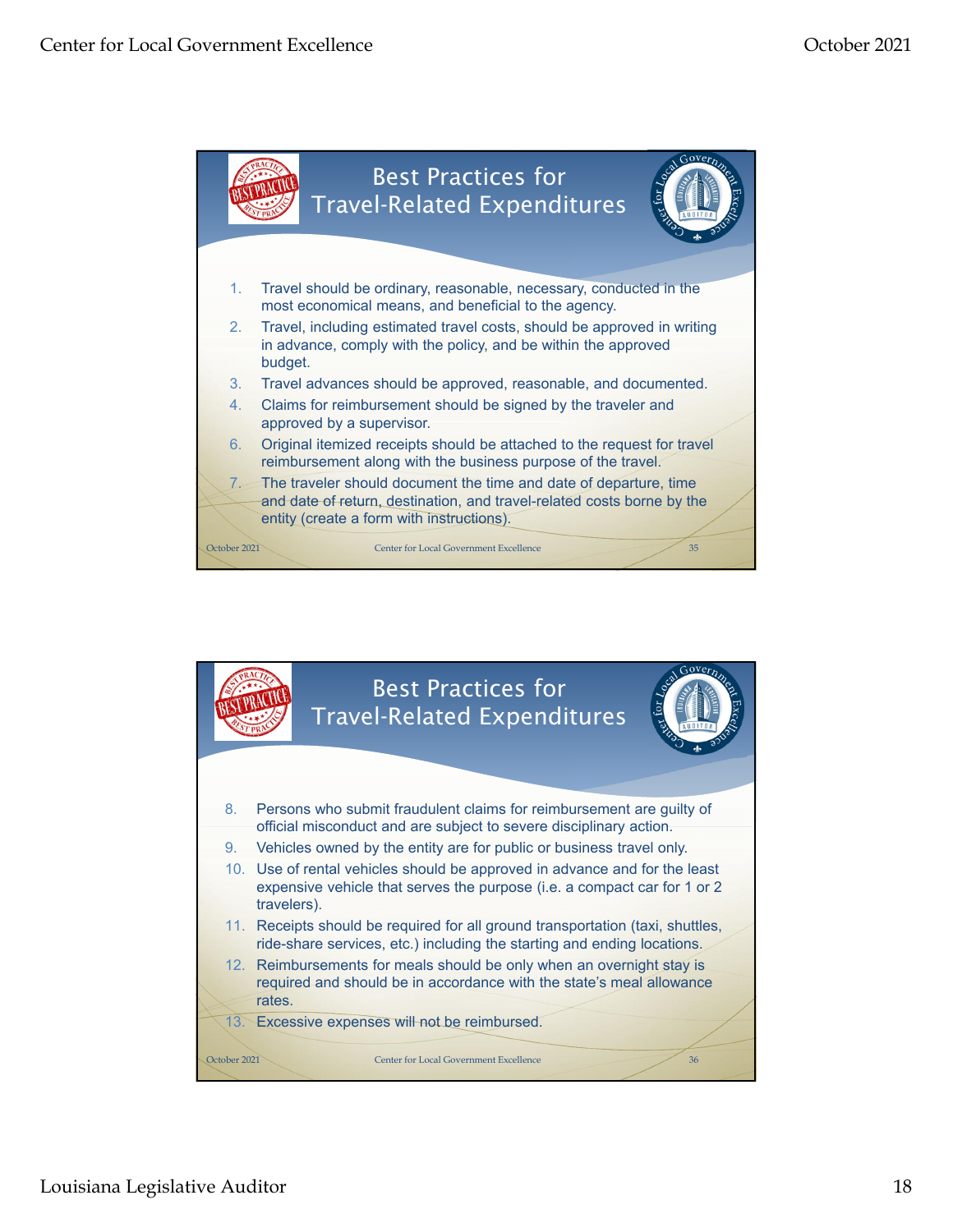## Best Practices for Travel-Related Expenditures

1. Travel should be ordinary, reasonable, necessary, conducted in the most economical means, and beneficial to the agency.
2. Travel, including estimated travel costs, should be approved in writing in advance, comply with the policy, and be within the approved budget.
3. Travel advances should be approved, reasonable, and documented.
4. Claims for reimbursement should be signed by the traveler and approved by a supervisor.

6. Original itemized receipts should be attached to the request for travel reimbursement along with the business purpose of the travel.
7. The traveler should document the time and date of departure, time and date of return, destination, and travel-related costs borne by the entity (create a form with instructions).

## Best Practices for Travel-Related Expenditures

8. Persons who submit fraudulent claims for reimbursement are guilty of official misconduct and are subject to severe disciplinary action.
9. Vehicles owned by the entity are for public or business travel only.
10. Use of rental vehicles should be approved in advance and for the least expensive vehicle that serves the purpose (i.e. a compact car for 1 or 2 travelers).
11. Receipts should be required for all ground transportation (taxi, shuttles, ride-share services, etc.) including the starting and ending locations.
12. Reimbursements for meals should be only when an overnight stay is required and should be in accordance with the state's meal allowance rates.
13. Excessive expenses will not be reimbursed.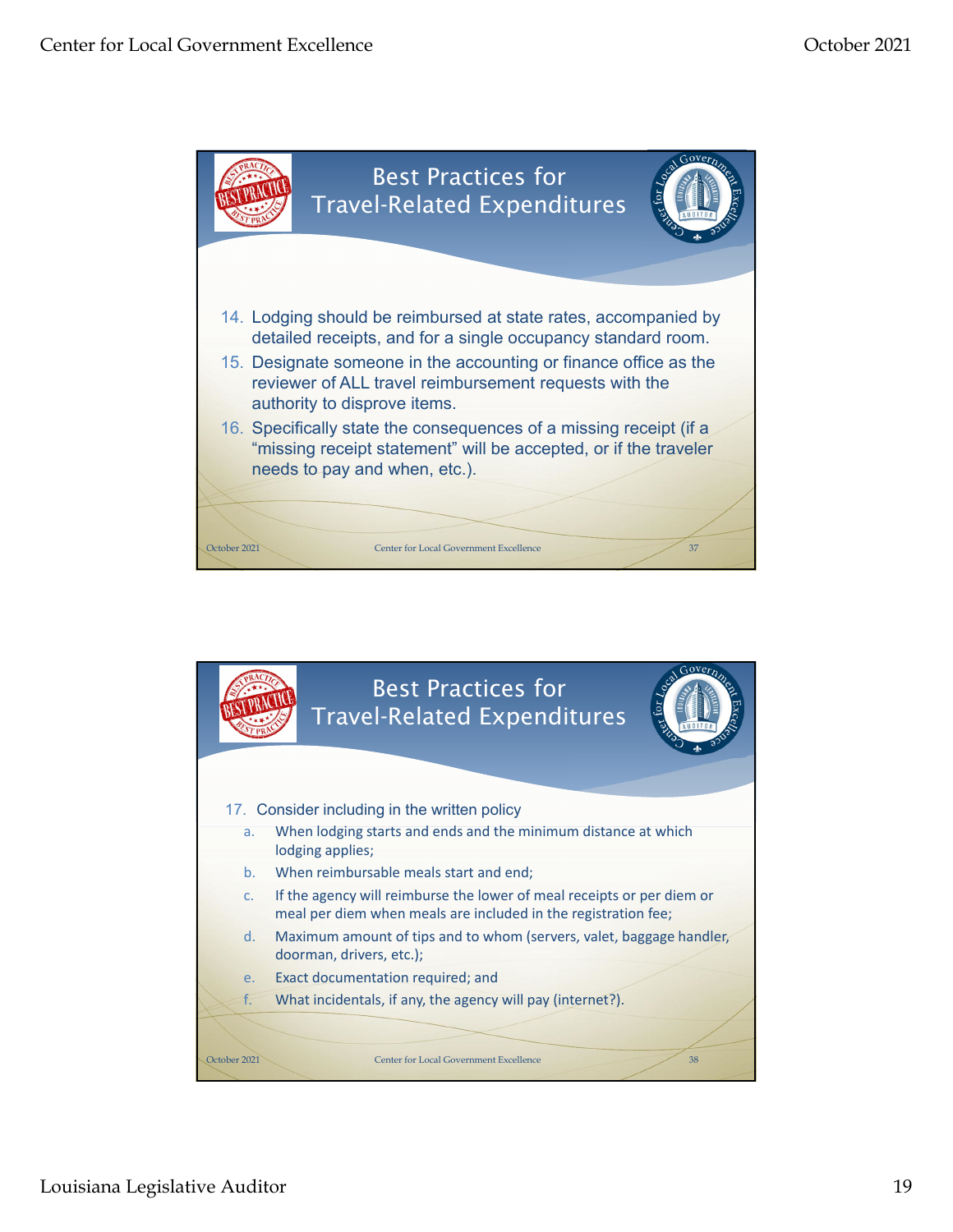## Best Practices for Travel-Related Expenditures

14. Lodging should be reimbursed at state rates, accompanied by detailed receipts, and for a single occupancy standard room.
15. Designate someone in the accounting or finance office as the reviewer of ALL travel reimbursement requests with the authority to disprove items.
16. Specifically state the consequences of a missing receipt (if a "missing receipt statement" will be accepted, or if the traveler needs to pay and when, etc.).

## Best Practices for Travel-Related Expenditures

17. Consider including in the written policy
    a. When lodging starts and ends and the minimum distance at which lodging applies;
    b. When reimbursable meals start and end;
    c. If the agency will reimburse the lower of meal receipts or per diem or meal per diem when meals are included in the registration fee;
    d. Maximum amount of tips and to whom (servers, valet, baggage handler, doorman, drivers, etc.);
    e. Exact documentation required; and
    f. What incidentals, if any, the agency will pay (internet?).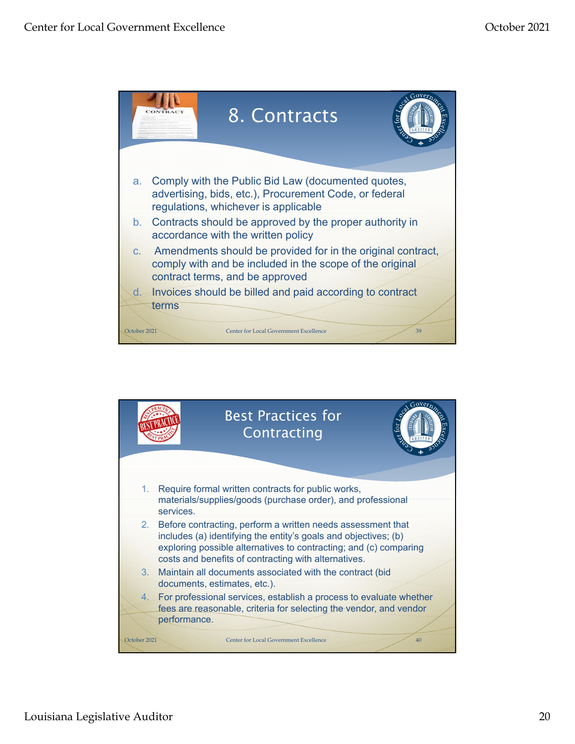## 8. Contracts

a. Comply with the Public Bid Law (documented quotes, advertising, bids, etc.), Procurement Code, or federal regulations, whichever is applicable
b. Contracts should be approved by the proper authority in accordance with the written policy
c. Amendments should be provided for in the original contract, comply with and be included in the scope of the original contract terms, and be approved
d. Invoices should be billed and paid according to contract terms

## Best Practices for Contracting

1. Require formal written contracts for public works, materials/supplies/goods (purchase order), and professional services.
2. Before contracting, perform a written needs assessment that includes (a) identifying the entity's goals and objectives; (b) exploring possible alternatives to contracting; and (c) comparing costs and benefits of contracting with alternatives.
3. Maintain all documents associated with the contract (bid documents, estimates, etc.).
4. For professional services, establish a process to evaluate whether fees are reasonable, criteria for selecting the vendor, and vendor performance.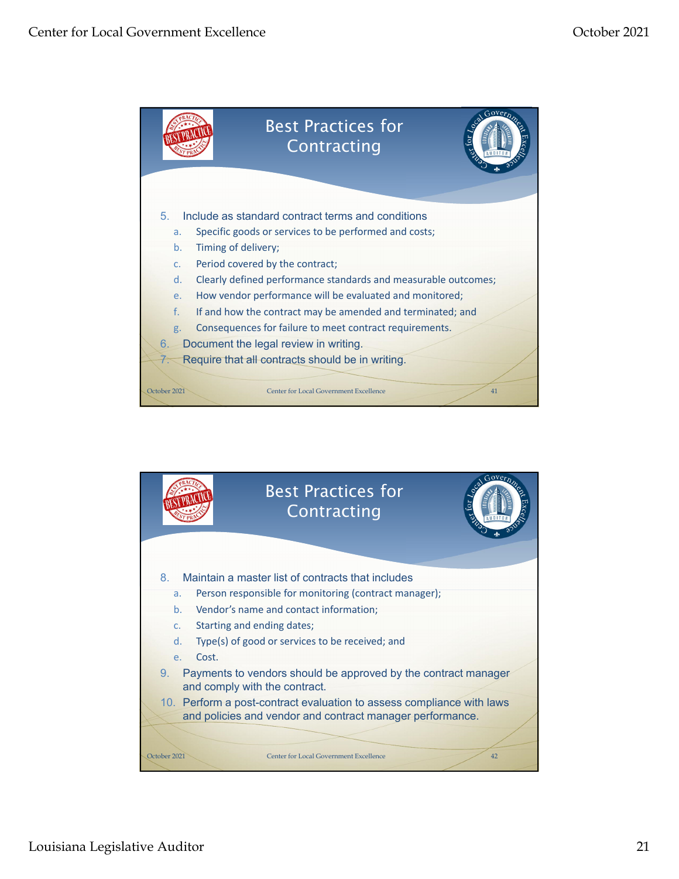## Best Practices for Contracting

5. Include as standard contract terms and conditions
   a. Specific goods or services to be performed and costs;
   b. Timing of delivery;
   c. Period covered by the contract;
   d. Clearly defined performance standards and measurable outcomes;
   e. How vendor performance will be evaluated and monitored;
   f. If and how the contract may be amended and terminated; and
   g. Consequences for failure to meet contract requirements.
6. Document the legal review in writing.
7. Require that all contracts should be in writing.

## Best Practices for Contracting

8. Maintain a master list of contracts that includes
   a. Person responsible for monitoring (contract manager);
   b. Vendor's name and contact information;
   c. Starting and ending dates;
   d. Type(s) of good or services to be received; and
   e. Cost.
9. Payments to vendors should be approved by the contract manager and comply with the contract.
10. Perform a post-contract evaluation to assess compliance with laws and policies and vendor and contract manager performance.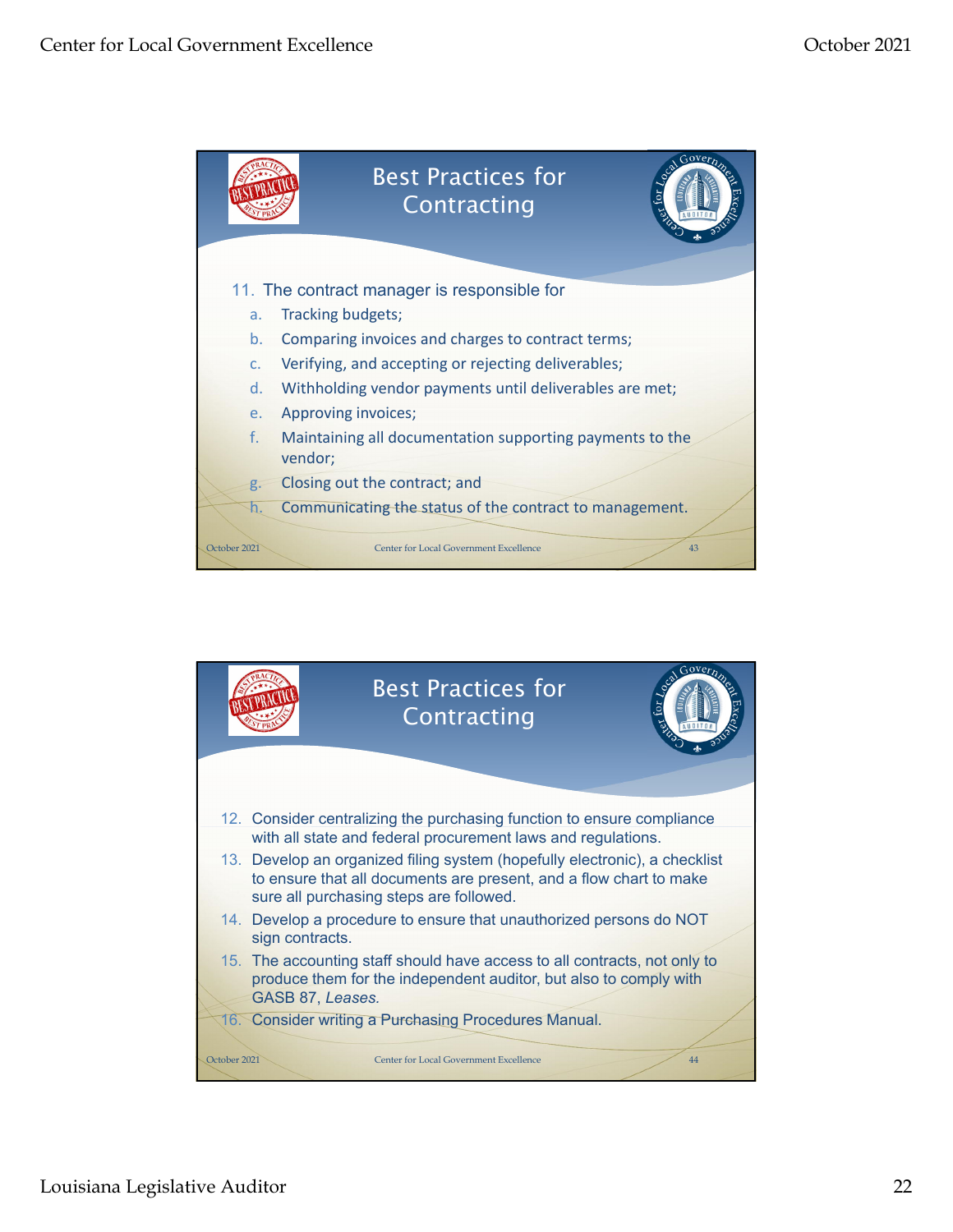## Best Practices for Contracting

11. The contract manager is responsible for
    a. Tracking budgets;
    b. Comparing invoices and charges to contract terms;
    c. Verifying, and accepting or rejecting deliverables;
    d. Withholding vendor payments until deliverables are met;
    e. Approving invoices;
    f. Maintaining all documentation supporting payments to the vendor;
    g. Closing out the contract; and
    h. Communicating the status of the contract to management.

## Best Practices for Contracting

12. Consider centralizing the purchasing function to ensure compliance with all state and federal procurement laws and regulations.
13. Develop an organized filing system (hopefully electronic), a checklist to ensure that all documents are present, and a flow chart to make sure all purchasing steps are followed.
14. Develop a procedure to ensure that unauthorized persons do NOT sign contracts.
15. The accounting staff should have access to all contracts, not only to produce them for the independent auditor, but also to comply with GASB 87, *Leases.*
16. Consider writing a Purchasing Procedures Manual.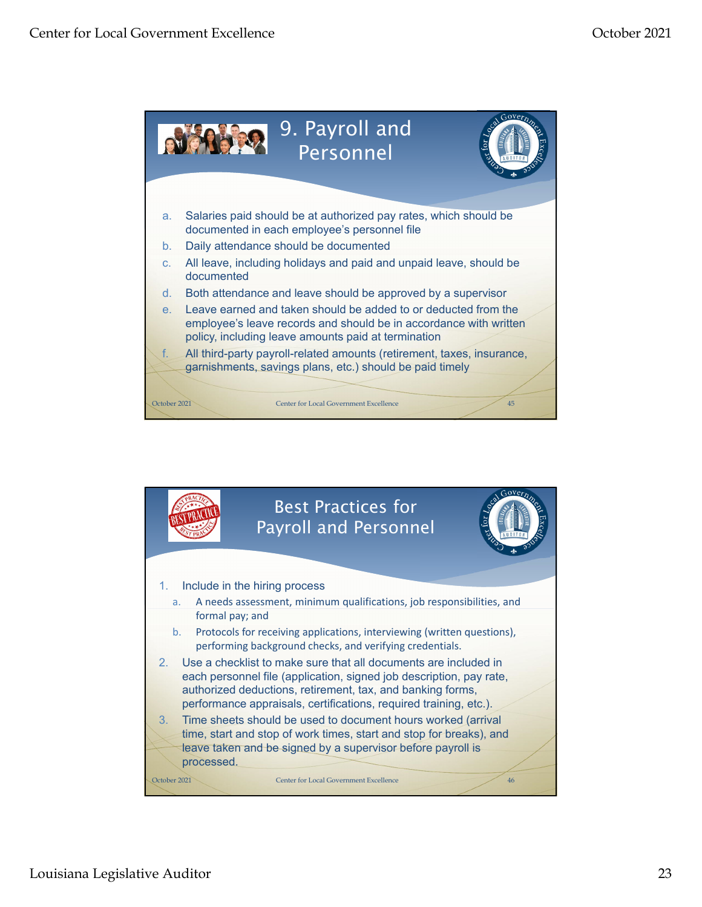## 9. Payroll and Personnel

a. Salaries paid should be at authorized pay rates, which should be documented in each employee's personnel file
b. Daily attendance should be documented
c. All leave, including holidays and paid and unpaid leave, should be documented
d. Both attendance and leave should be approved by a supervisor
e. Leave earned and taken should be added to or deducted from the employee's leave records and should be in accordance with written policy, including leave amounts paid at termination
f. All third-party payroll-related amounts (retirement, taxes, insurance, garnishments, savings plans, etc.) should be paid timely

## Best Practices for Payroll and Personnel

1. Include in the hiring process
   a. A needs assessment, minimum qualifications, job responsibilities, and formal pay; and
   b. Protocols for receiving applications, interviewing (written questions), performing background checks, and verifying credentials.
2. Use a checklist to make sure that all documents are included in each personnel file (application, signed job description, pay rate, authorized deductions, retirement, tax, and banking forms, performance appraisals, certifications, required training, etc.).
3. Time sheets should be used to document hours worked (arrival time, start and stop of work times, start and stop for breaks), and leave taken and be signed by a supervisor before payroll is processed.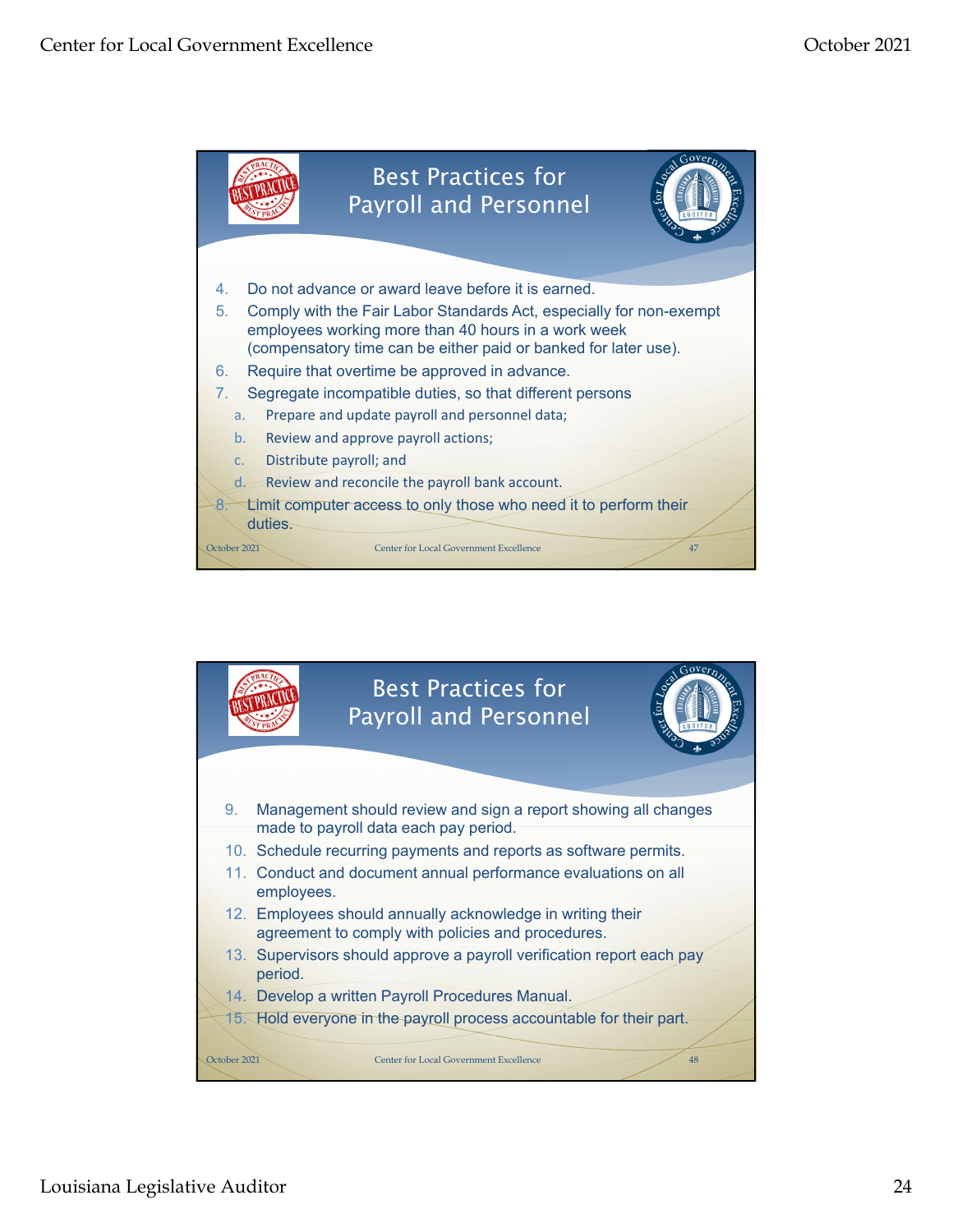## Best Practices for Payroll and Personnel

4. Do not advance or award leave before it is earned.
5. Comply with the Fair Labor Standards Act, especially for non-exempt employees working more than 40 hours in a work week (compensatory time can be either paid or banked for later use).
6. Require that overtime be approved in advance.
7. Segregate incompatible duties, so that different persons
   a. Prepare and update payroll and personnel data;
   b. Review and approve payroll actions;
   c. Distribute payroll; and
   d. Review and reconcile the payroll bank account.
8. Limit computer access to only those who need it to perform their duties.

October 2021 — Center for Local Government Excellence — 47

## Best Practices for Payroll and Personnel

9. Management should review and sign a report showing all changes made to payroll data each pay period.
10. Schedule recurring payments and reports as software permits.
11. Conduct and document annual performance evaluations on all employees.
12. Employees should annually acknowledge in writing their agreement to comply with policies and procedures.
13. Supervisors should approve a payroll verification report each pay period.
14. Develop a written Payroll Procedures Manual.
15. Hold everyone in the payroll process accountable for their part.

October 2021 — Center for Local Government Excellence — 48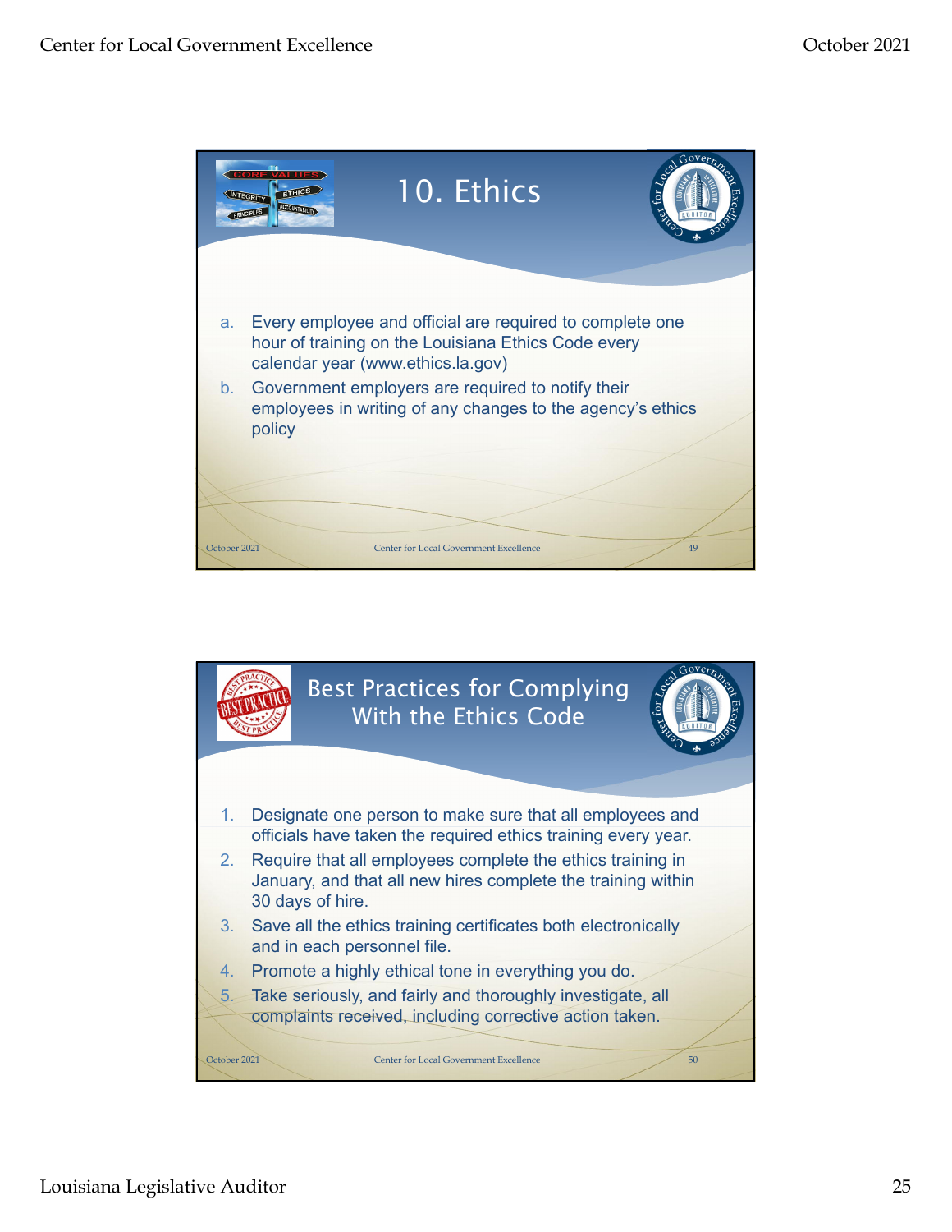## 10. Ethics

a. Every employee and official are required to complete one hour of training on the Louisiana Ethics Code every calendar year (www.ethics.la.gov)

b. Government employers are required to notify their employees in writing of any changes to the agency's ethics policy

## Best Practices for Complying With the Ethics Code

1. Designate one person to make sure that all employees and officials have taken the required ethics training every year.
2. Require that all employees complete the ethics training in January, and that all new hires complete the training within 30 days of hire.
3. Save all the ethics training certificates both electronically and in each personnel file.
4. Promote a highly ethical tone in everything you do.
5. Take seriously, and fairly and thoroughly investigate, all complaints received, including corrective action taken.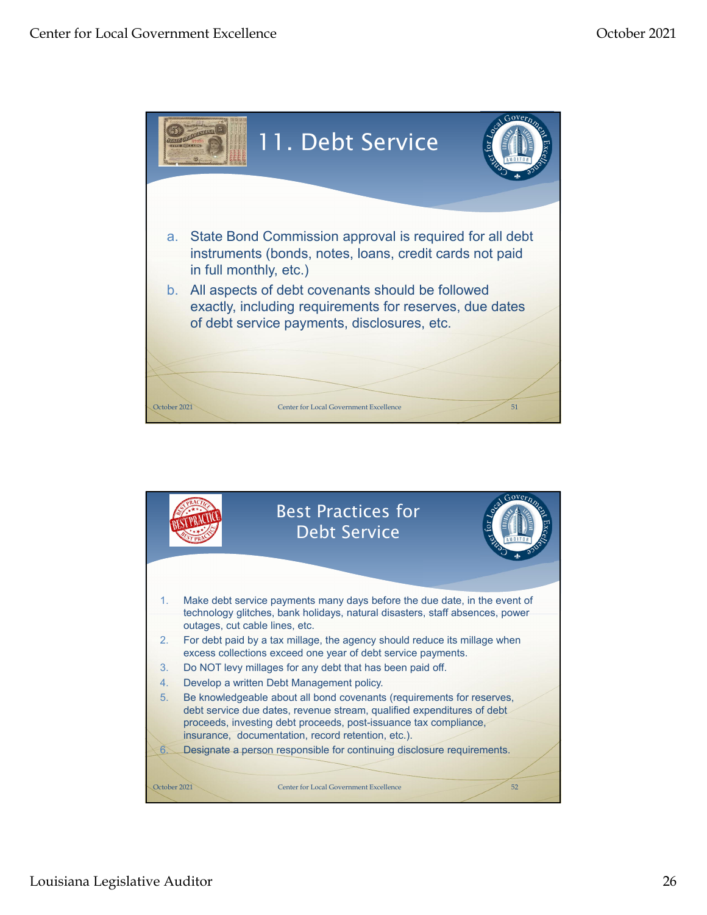# 11. Debt Service

a. State Bond Commission approval is required for all debt instruments (bonds, notes, loans, credit cards not paid in full monthly, etc.)
b. All aspects of debt covenants should be followed exactly, including requirements for reserves, due dates of debt service payments, disclosures, etc.

# Best Practices for Debt Service

1. Make debt service payments many days before the due date, in the event of technology glitches, bank holidays, natural disasters, staff absences, power outages, cut cable lines, etc.
2. For debt paid by a tax millage, the agency should reduce its millage when excess collections exceed one year of debt service payments.
3. Do NOT levy millages for any debt that has been paid off.
4. Develop a written Debt Management policy.
5. Be knowledgeable about all bond covenants (requirements for reserves, debt service due dates, revenue stream, qualified expenditures of debt proceeds, investing debt proceeds, post-issuance tax compliance, insurance, documentation, record retention, etc.).
6. Designate a person responsible for continuing disclosure requirements.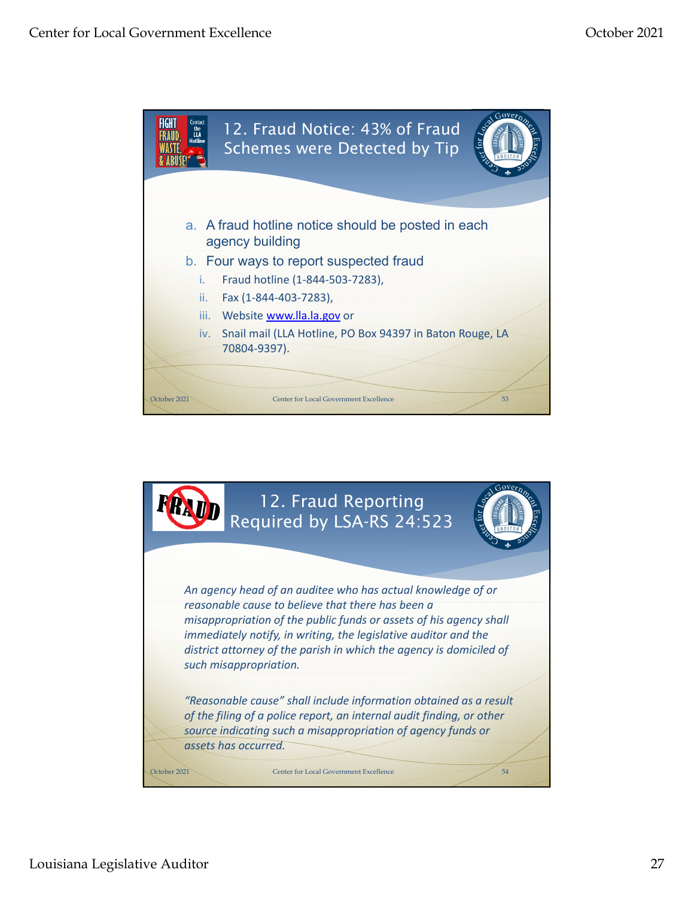## 12. Fraud Notice: 43% of Fraud Schemes were Detected by Tip

a. A fraud hotline notice should be posted in each agency building

b. Four ways to report suspected fraud

   i. Fraud hotline (1-844-503-7283),

   ii. Fax (1-844-403-7283),

   iii. Website www.lla.la.gov or

   iv. Snail mail (LLA Hotline, PO Box 94397 in Baton Rouge, LA 70804-9397).

## 12. Fraud Reporting Required by LSA-RS 24:523

*An agency head of an auditee who has actual knowledge of or reasonable cause to believe that there has been a misappropriation of the public funds or assets of his agency shall immediately notify, in writing, the legislative auditor and the district attorney of the parish in which the agency is domiciled of such misappropriation.*

*"Reasonable cause" shall include information obtained as a result of the filing of a police report, an internal audit finding, or other source indicating such a misappropriation of agency funds or assets has occurred.*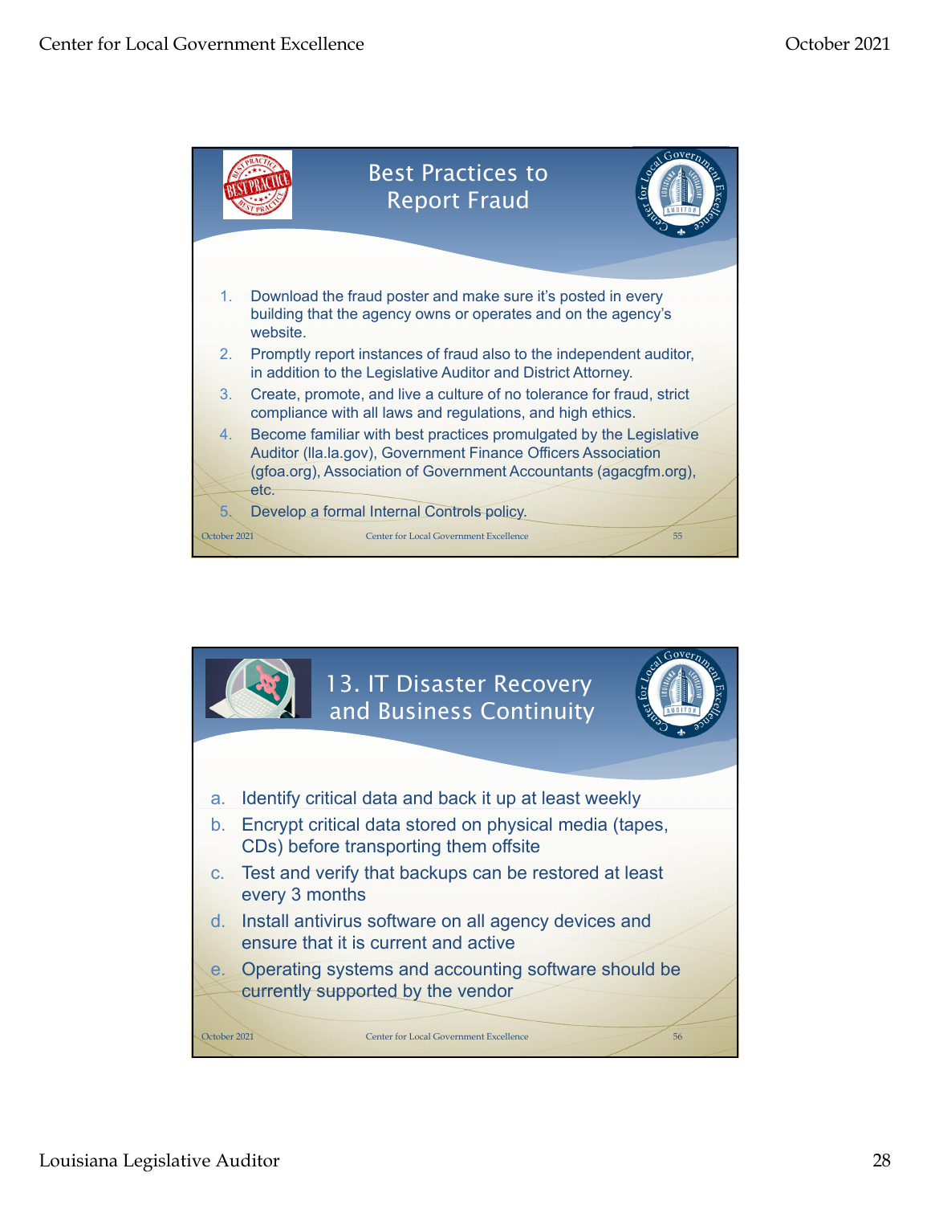## Best Practices to Report Fraud

1. Download the fraud poster and make sure it's posted in every building that the agency owns or operates and on the agency's website.
2. Promptly report instances of fraud also to the independent auditor, in addition to the Legislative Auditor and District Attorney.
3. Create, promote, and live a culture of no tolerance for fraud, strict compliance with all laws and regulations, and high ethics.
4. Become familiar with best practices promulgated by the Legislative Auditor (lla.la.gov), Government Finance Officers Association (gfoa.org), Association of Government Accountants (agacgfm.org), etc.
5. Develop a formal Internal Controls policy.

## 13. IT Disaster Recovery and Business Continuity

a. Identify critical data and back it up at least weekly
b. Encrypt critical data stored on physical media (tapes, CDs) before transporting them offsite
c. Test and verify that backups can be restored at least every 3 months
d. Install antivirus software on all agency devices and ensure that it is current and active
e. Operating systems and accounting software should be currently supported by the vendor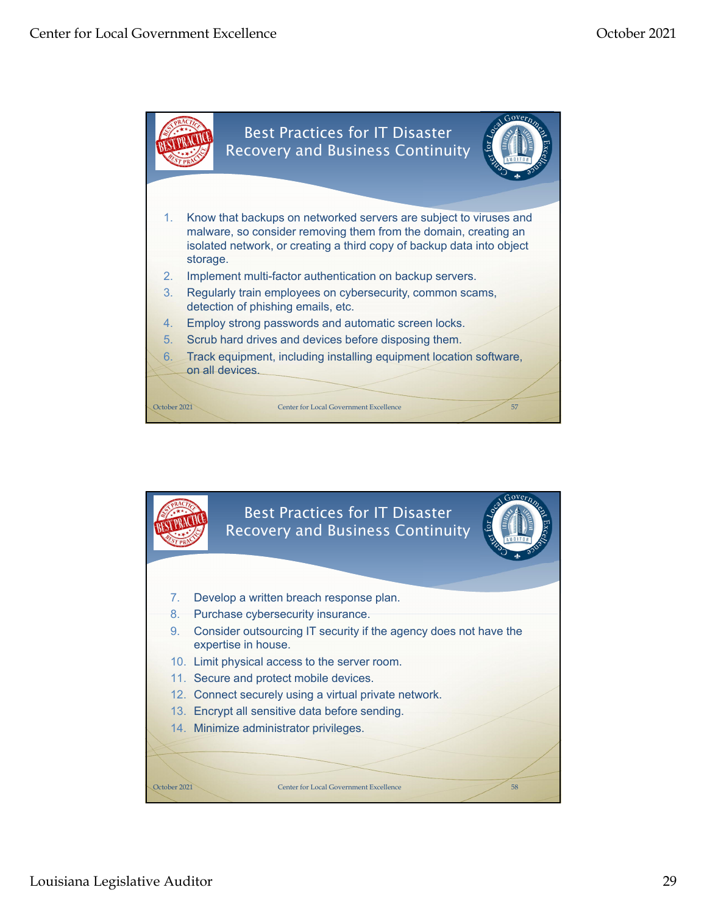## Best Practices for IT Disaster Recovery and Business Continuity

1. Know that backups on networked servers are subject to viruses and malware, so consider removing them from the domain, creating an isolated network, or creating a third copy of backup data into object storage.
2. Implement multi-factor authentication on backup servers.
3. Regularly train employees on cybersecurity, common scams, detection of phishing emails, etc.
4. Employ strong passwords and automatic screen locks.
5. Scrub hard drives and devices before disposing them.
6. Track equipment, including installing equipment location software, on all devices.

## Best Practices for IT Disaster Recovery and Business Continuity

7. Develop a written breach response plan.
8. Purchase cybersecurity insurance.
9. Consider outsourcing IT security if the agency does not have the expertise in house.
10. Limit physical access to the server room.
11. Secure and protect mobile devices.
12. Connect securely using a virtual private network.
13. Encrypt all sensitive data before sending.
14. Minimize administrator privileges.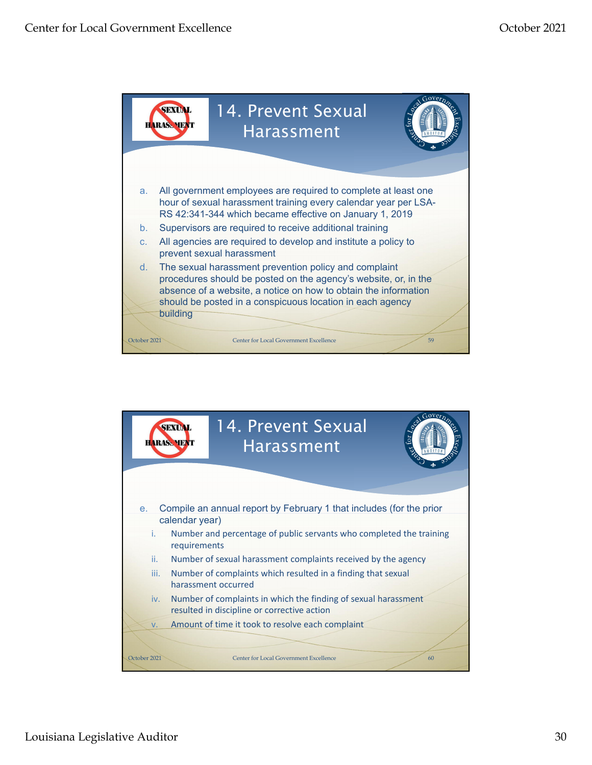## 14. Prevent Sexual Harassment

a. All government employees are required to complete at least one hour of sexual harassment training every calendar year per LSA-RS 42:341-344 which became effective on January 1, 2019

b. Supervisors are required to receive additional training

c. All agencies are required to develop and institute a policy to prevent sexual harassment

d. The sexual harassment prevention policy and complaint procedures should be posted on the agency's website, or, in the absence of a website, a notice on how to obtain the information should be posted in a conspicuous location in each agency building

## 14. Prevent Sexual Harassment

e. Compile an annual report by February 1 that includes (for the prior calendar year)

   i. Number and percentage of public servants who completed the training requirements

   ii. Number of sexual harassment complaints received by the agency

   iii. Number of complaints which resulted in a finding that sexual harassment occurred

   iv. Number of complaints in which the finding of sexual harassment resulted in discipline or corrective action

   v. Amount of time it took to resolve each complaint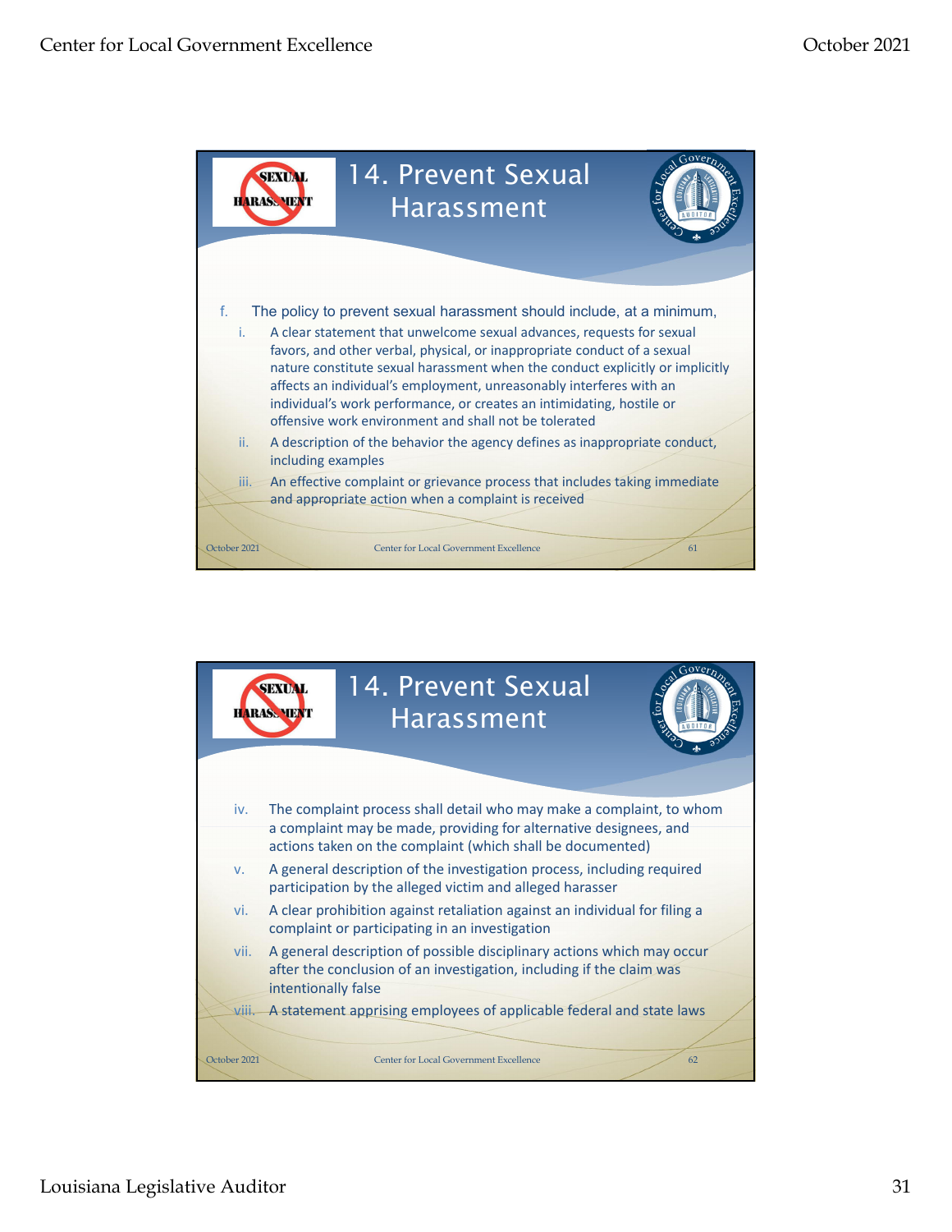## 14. Prevent Sexual Harassment

f. The policy to prevent sexual harassment should include, at a minimum,

i. A clear statement that unwelcome sexual advances, requests for sexual favors, and other verbal, physical, or inappropriate conduct of a sexual nature constitute sexual harassment when the conduct explicitly or implicitly affects an individual's employment, unreasonably interferes with an individual's work performance, or creates an intimidating, hostile or offensive work environment and shall not be tolerated

ii. A description of the behavior the agency defines as inappropriate conduct, including examples

iii. An effective complaint or grievance process that includes taking immediate and appropriate action when a complaint is received

## 14. Prevent Sexual Harassment

iv. The complaint process shall detail who may make a complaint, to whom a complaint may be made, providing for alternative designees, and actions taken on the complaint (which shall be documented)

v. A general description of the investigation process, including required participation by the alleged victim and alleged harasser

vi. A clear prohibition against retaliation against an individual for filing a complaint or participating in an investigation

vii. A general description of possible disciplinary actions which may occur after the conclusion of an investigation, including if the claim was intentionally false

viii. A statement apprising employees of applicable federal and state laws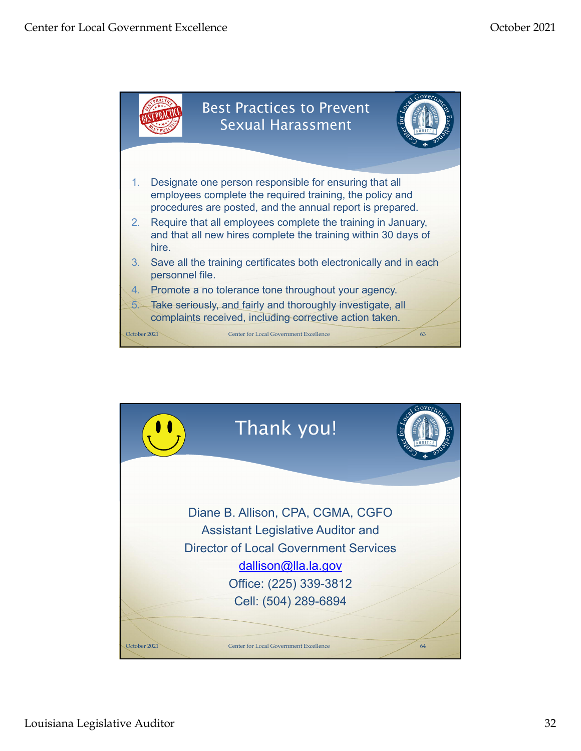## Best Practices to Prevent Sexual Harassment

1. Designate one person responsible for ensuring that all employees complete the required training, the policy and procedures are posted, and the annual report is prepared.
2. Require that all employees complete the training in January, and that all new hires complete the training within 30 days of hire.
3. Save all the training certificates both electronically and in each personnel file.
4. Promote a no tolerance tone throughout your agency.
5. Take seriously, and fairly and thoroughly investigate, all complaints received, including corrective action taken.

## Thank you!

Diane B. Allison, CPA, CGMA, CGFO
Assistant Legislative Auditor and
Director of Local Government Services
dallison@lla.la.gov
Office: (225) 339-3812
Cell: (504) 289-6894